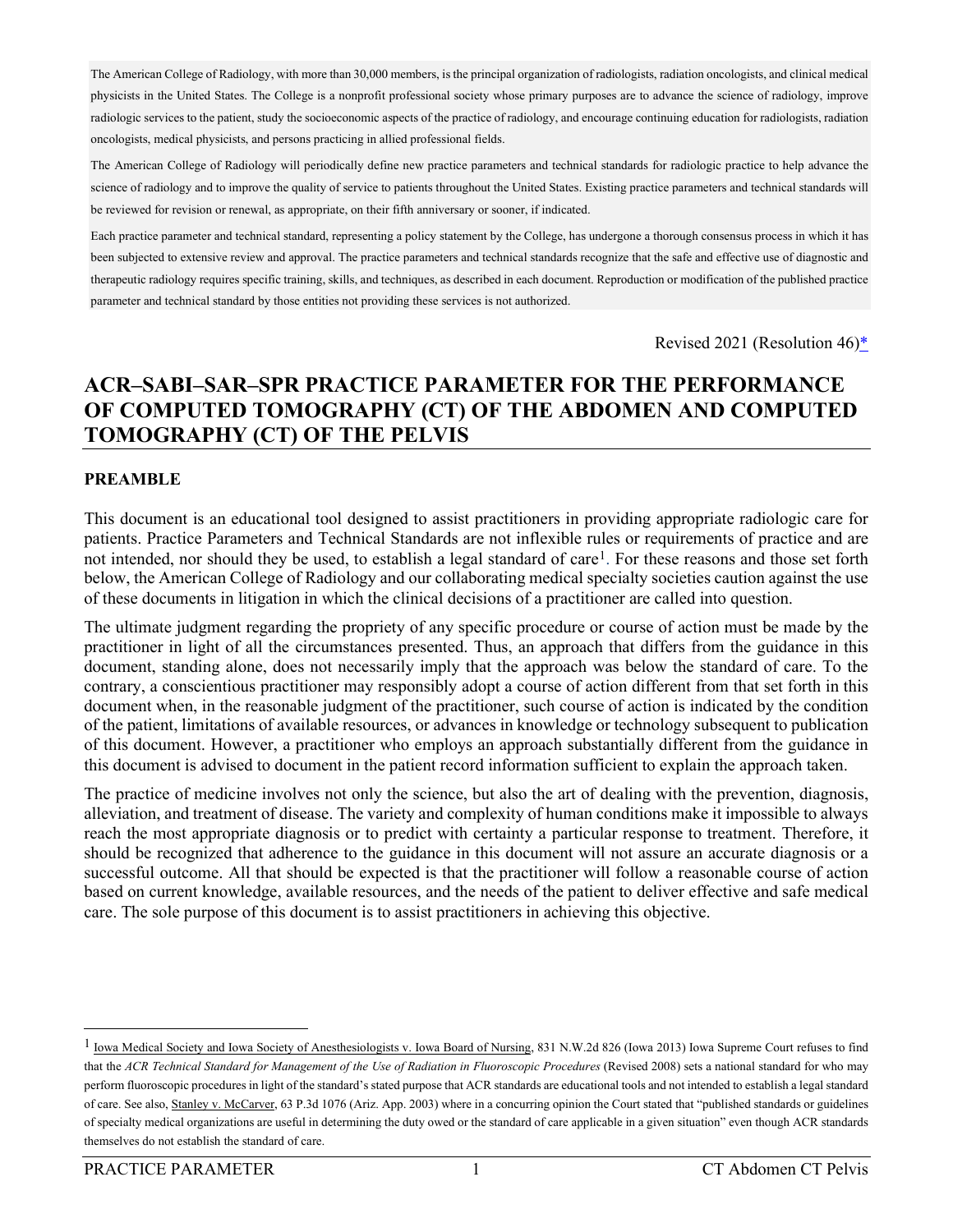The American College of Radiology, with more than 30,000 members, is the principal organization of radiologists, radiation oncologists, and clinical medical physicists in the United States. The College is a nonprofit professional society whose primary purposes are to advance the science of radiology, improve radiologic services to the patient, study the socioeconomic aspects of the practice of radiology, and encourage continuing education for radiologists, radiation oncologists, medical physicists, and persons practicing in allied professional fields.

The American College of Radiology will periodically define new practice parameters and technical standards for radiologic practice to help advance the science of radiology and to improve the quality of service to patients throughout the United States. Existing practice parameters and technical standards will be reviewed for revision or renewal, as appropriate, on their fifth anniversary or sooner, if indicated.

Each practice parameter and technical standard, representing a policy statement by the College, has undergone a thorough consensus process in which it has been subjected to extensive review and approval. The practice parameters and technical standards recognize that the safe and effective use of diagnostic and therapeutic radiology requires specific training, skills, and techniques, as described in each document. Reproduction or modification of the published practice parameter and technical standard by those entities not providing these services is not authorized.

Revised 2021 (Resolution 46)*

# ACR–SABI–SAR–SPR PRACTICE PARAMETER FOR THE PERFORMANCE OF COMPUTED TOMOGRAPHY (CT) OF THE ABDOMEN AND COMPUTED TOMOGRAPHY (CT) OF THE PELVIS

## PREAMBLE

This document is an educational tool designed to assist practitioners in providing appropriate radiologic care for patients. Practice Parameters and Technical Standards are not inflexible rules or requirements of practice and are not intended, nor should they be used, to establish a legal standard of care[1]. For these reasons and those set forth below, the American College of Radiology and our collaborating medical specialty societies caution against the use of these documents in litigation in which the clinical decisions of a practitioner are called into question.

The ultimate judgment regarding the propriety of any specific procedure or course of action must be made by the practitioner in light of all the circumstances presented. Thus, an approach that differs from the guidance in this document, standing alone, does not necessarily imply that the approach was below the standard of care. To the contrary, a conscientious practitioner may responsibly adopt a course of action different from that set forth in this document when, in the reasonable judgment of the practitioner, such course of action is indicated by the condition of the patient, limitations of available resources, or advances in knowledge or technology subsequent to publication of this document. However, a practitioner who employs an approach substantially different from the guidance in this document is advised to document in the patient record information sufficient to explain the approach taken.

The practice of medicine involves not only the science, but also the art of dealing with the prevention, diagnosis, alleviation, and treatment of disease. The variety and complexity of human conditions make it impossible to always reach the most appropriate diagnosis or to predict with certainty a particular response to treatment. Therefore, it should be recognized that adherence to the guidance in this document will not assure an accurate diagnosis or a successful outcome. All that should be expected is that the practitioner will follow a reasonable course of action based on current knowledge, available resources, and the needs of the patient to deliver effective and safe medical care. The sole purpose of this document is to assist practitioners in achieving this objective.

---

[1] Iowa Medical Society and Iowa Society of Anesthesiologists v. Iowa Board of Nursing, 831 N.W.2d 826 (Iowa 2013) Iowa Supreme Court refuses to find that the *ACR Technical Standard for Management of the Use of Radiation in Fluoroscopic Procedures* (Revised 2008) sets a national standard for who may perform fluoroscopic procedures in light of the standard's stated purpose that ACR standards are educational tools and not intended to establish a legal standard of care. See also, Stanley v. McCarver, 63 P.3d 1076 (Ariz. App. 2003) where in a concurring opinion the Court stated that "published standards or guidelines of specialty medical organizations are useful in determining the duty owed or the standard of care applicable in a given situation" even though ACR standards themselves do not establish the standard of care.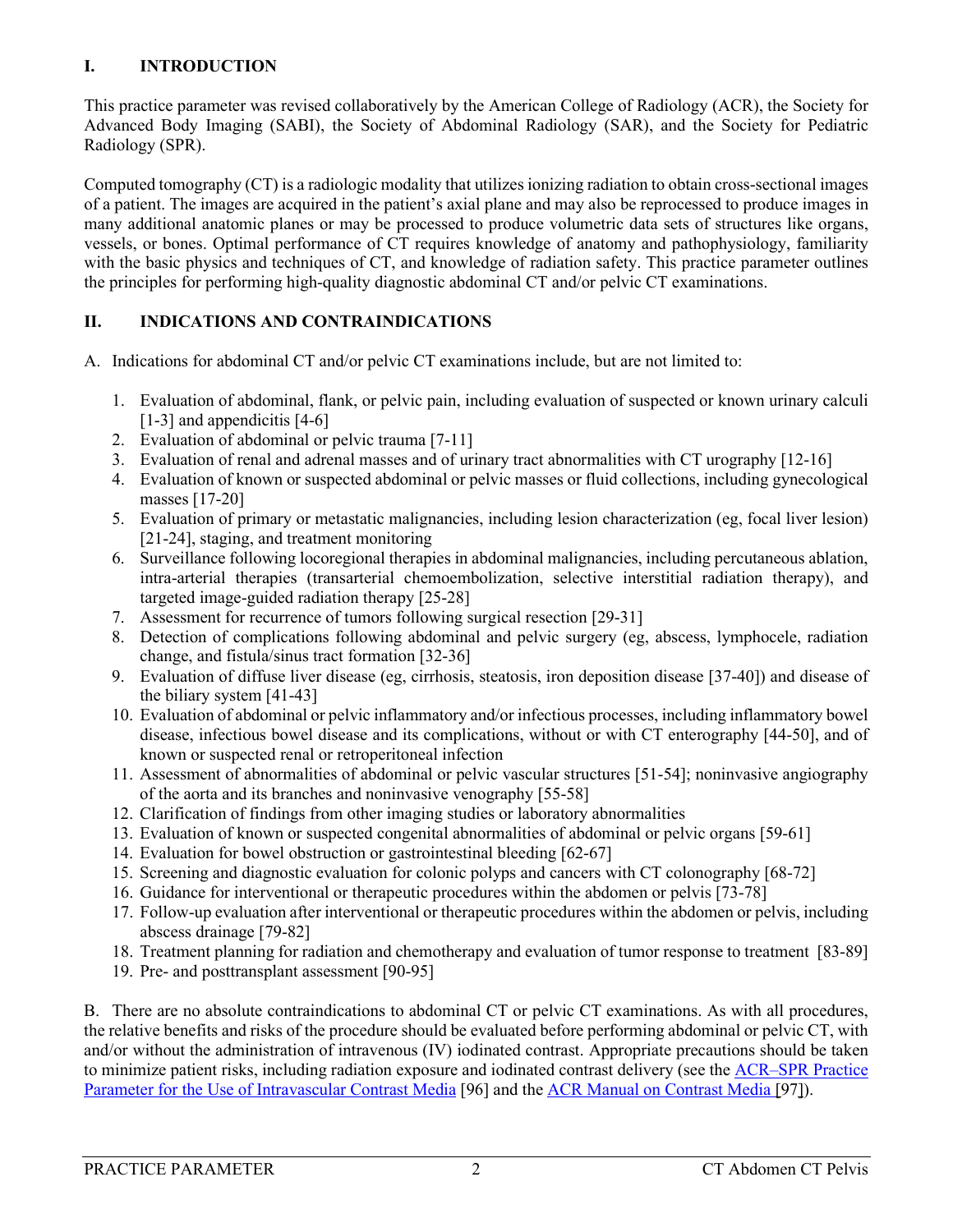## I. INTRODUCTION

This practice parameter was revised collaboratively by the American College of Radiology (ACR), the Society for Advanced Body Imaging (SABI), the Society of Abdominal Radiology (SAR), and the Society for Pediatric Radiology (SPR).

Computed tomography (CT) is a radiologic modality that utilizes ionizing radiation to obtain cross-sectional images of a patient. The images are acquired in the patient's axial plane and may also be reprocessed to produce images in many additional anatomic planes or may be processed to produce volumetric data sets of structures like organs, vessels, or bones. Optimal performance of CT requires knowledge of anatomy and pathophysiology, familiarity with the basic physics and techniques of CT, and knowledge of radiation safety. This practice parameter outlines the principles for performing high-quality diagnostic abdominal CT and/or pelvic CT examinations.

## II. INDICATIONS AND CONTRAINDICATIONS

A. Indications for abdominal CT and/or pelvic CT examinations include, but are not limited to:

1. Evaluation of abdominal, flank, or pelvic pain, including evaluation of suspected or known urinary calculi [1-3] and appendicitis [4-6]
2. Evaluation of abdominal or pelvic trauma [7-11]
3. Evaluation of renal and adrenal masses and of urinary tract abnormalities with CT urography [12-16]
4. Evaluation of known or suspected abdominal or pelvic masses or fluid collections, including gynecological masses [17-20]
5. Evaluation of primary or metastatic malignancies, including lesion characterization (eg, focal liver lesion) [21-24], staging, and treatment monitoring
6. Surveillance following locoregional therapies in abdominal malignancies, including percutaneous ablation, intra-arterial therapies (transarterial chemoembolization, selective interstitial radiation therapy), and targeted image-guided radiation therapy [25-28]
7. Assessment for recurrence of tumors following surgical resection [29-31]
8. Detection of complications following abdominal and pelvic surgery (eg, abscess, lymphocele, radiation change, and fistula/sinus tract formation [32-36]
9. Evaluation of diffuse liver disease (eg, cirrhosis, steatosis, iron deposition disease [37-40]) and disease of the biliary system [41-43]
10. Evaluation of abdominal or pelvic inflammatory and/or infectious processes, including inflammatory bowel disease, infectious bowel disease and its complications, without or with CT enterography [44-50], and of known or suspected renal or retroperitoneal infection
11. Assessment of abnormalities of abdominal or pelvic vascular structures [51-54]; noninvasive angiography of the aorta and its branches and noninvasive venography [55-58]
12. Clarification of findings from other imaging studies or laboratory abnormalities
13. Evaluation of known or suspected congenital abnormalities of abdominal or pelvic organs [59-61]
14. Evaluation for bowel obstruction or gastrointestinal bleeding [62-67]
15. Screening and diagnostic evaluation for colonic polyps and cancers with CT colonography [68-72]
16. Guidance for interventional or therapeutic procedures within the abdomen or pelvis [73-78]
17. Follow-up evaluation after interventional or therapeutic procedures within the abdomen or pelvis, including abscess drainage [79-82]
18. Treatment planning for radiation and chemotherapy and evaluation of tumor response to treatment [83-89]
19. Pre- and posttransplant assessment [90-95]

B. There are no absolute contraindications to abdominal CT or pelvic CT examinations. As with all procedures, the relative benefits and risks of the procedure should be evaluated before performing abdominal or pelvic CT, with and/or without the administration of intravenous (IV) iodinated contrast. Appropriate precautions should be taken to minimize patient risks, including radiation exposure and iodinated contrast delivery (see the ACR–SPR Practice Parameter for the Use of Intravascular Contrast Media [96] and the ACR Manual on Contrast Media [97]).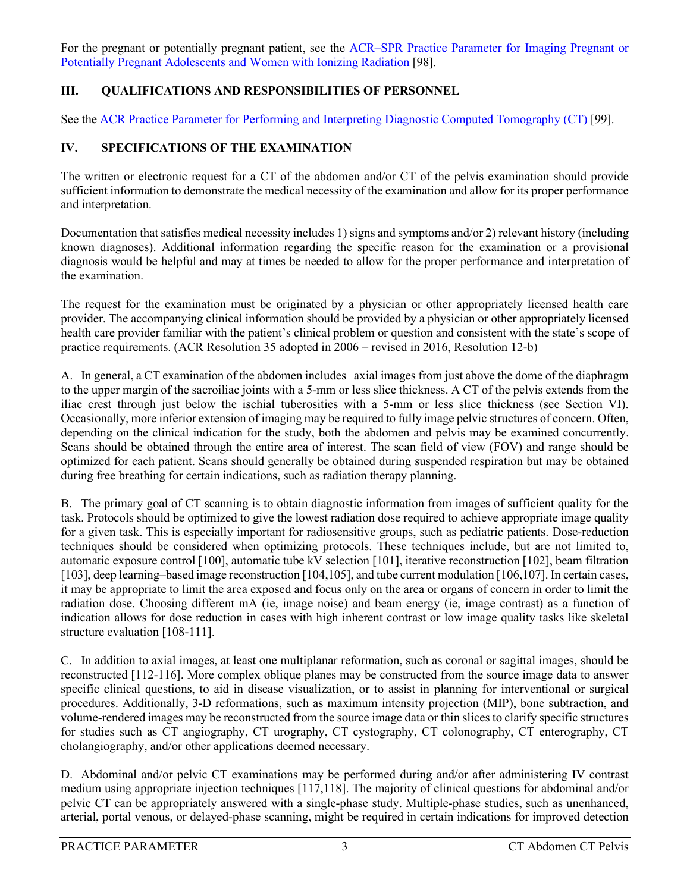For the pregnant or potentially pregnant patient, see the [ACR–SPR Practice Parameter for Imaging Pregnant or Potentially Pregnant Adolescents and Women with Ionizing Radiation](#) [98].

## III. QUALIFICATIONS AND RESPONSIBILITIES OF PERSONNEL

See the [ACR Practice Parameter for Performing and Interpreting Diagnostic Computed Tomography (CT)](#) [99].

## IV. SPECIFICATIONS OF THE EXAMINATION

The written or electronic request for a CT of the abdomen and/or CT of the pelvis examination should provide sufficient information to demonstrate the medical necessity of the examination and allow for its proper performance and interpretation.

Documentation that satisfies medical necessity includes 1) signs and symptoms and/or 2) relevant history (including known diagnoses). Additional information regarding the specific reason for the examination or a provisional diagnosis would be helpful and may at times be needed to allow for the proper performance and interpretation of the examination.

The request for the examination must be originated by a physician or other appropriately licensed health care provider. The accompanying clinical information should be provided by a physician or other appropriately licensed health care provider familiar with the patient's clinical problem or question and consistent with the state's scope of practice requirements. (ACR Resolution 35 adopted in 2006 – revised in 2016, Resolution 12-b)

A. In general, a CT examination of the abdomen includes axial images from just above the dome of the diaphragm to the upper margin of the sacroiliac joints with a 5-mm or less slice thickness. A CT of the pelvis extends from the iliac crest through just below the ischial tuberosities with a 5-mm or less slice thickness (see Section VI). Occasionally, more inferior extension of imaging may be required to fully image pelvic structures of concern. Often, depending on the clinical indication for the study, both the abdomen and pelvis may be examined concurrently. Scans should be obtained through the entire area of interest. The scan field of view (FOV) and range should be optimized for each patient. Scans should generally be obtained during suspended respiration but may be obtained during free breathing for certain indications, such as radiation therapy planning.

B. The primary goal of CT scanning is to obtain diagnostic information from images of sufficient quality for the task. Protocols should be optimized to give the lowest radiation dose required to achieve appropriate image quality for a given task. This is especially important for radiosensitive groups, such as pediatric patients. Dose-reduction techniques should be considered when optimizing protocols. These techniques include, but are not limited to, automatic exposure control [100], automatic tube kV selection [101], iterative reconstruction [102], beam filtration [103], deep learning–based image reconstruction [104,105], and tube current modulation [106,107]. In certain cases, it may be appropriate to limit the area exposed and focus only on the area or organs of concern in order to limit the radiation dose. Choosing different mA (ie, image noise) and beam energy (ie, image contrast) as a function of indication allows for dose reduction in cases with high inherent contrast or low image quality tasks like skeletal structure evaluation [108-111].

C. In addition to axial images, at least one multiplanar reformation, such as coronal or sagittal images, should be reconstructed [112-116]. More complex oblique planes may be constructed from the source image data to answer specific clinical questions, to aid in disease visualization, or to assist in planning for interventional or surgical procedures. Additionally, 3-D reformations, such as maximum intensity projection (MIP), bone subtraction, and volume-rendered images may be reconstructed from the source image data or thin slices to clarify specific structures for studies such as CT angiography, CT urography, CT cystography, CT colonography, CT enterography, CT cholangiography, and/or other applications deemed necessary.

D. Abdominal and/or pelvic CT examinations may be performed during and/or after administering IV contrast medium using appropriate injection techniques [117,118]. The majority of clinical questions for abdominal and/or pelvic CT can be appropriately answered with a single-phase study. Multiple-phase studies, such as unenhanced, arterial, portal venous, or delayed-phase scanning, might be required in certain indications for improved detection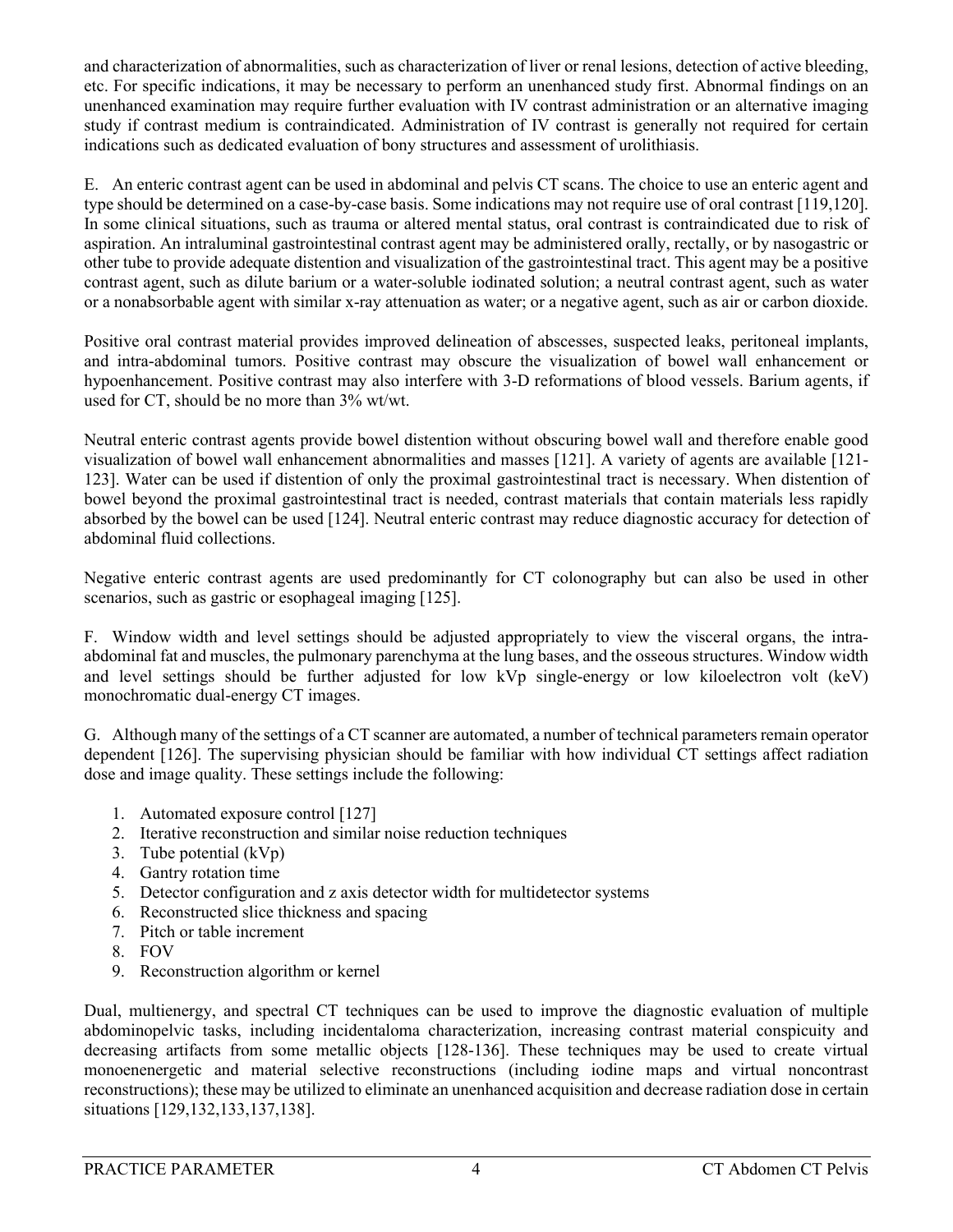and characterization of abnormalities, such as characterization of liver or renal lesions, detection of active bleeding, etc. For specific indications, it may be necessary to perform an unenhanced study first. Abnormal findings on an unenhanced examination may require further evaluation with IV contrast administration or an alternative imaging study if contrast medium is contraindicated. Administration of IV contrast is generally not required for certain indications such as dedicated evaluation of bony structures and assessment of urolithiasis.

E. An enteric contrast agent can be used in abdominal and pelvis CT scans. The choice to use an enteric agent and type should be determined on a case-by-case basis. Some indications may not require use of oral contrast [119,120]. In some clinical situations, such as trauma or altered mental status, oral contrast is contraindicated due to risk of aspiration. An intraluminal gastrointestinal contrast agent may be administered orally, rectally, or by nasogastric or other tube to provide adequate distention and visualization of the gastrointestinal tract. This agent may be a positive contrast agent, such as dilute barium or a water-soluble iodinated solution; a neutral contrast agent, such as water or a nonabsorbable agent with similar x-ray attenuation as water; or a negative agent, such as air or carbon dioxide.

Positive oral contrast material provides improved delineation of abscesses, suspected leaks, peritoneal implants, and intra-abdominal tumors. Positive contrast may obscure the visualization of bowel wall enhancement or hypoenhancement. Positive contrast may also interfere with 3-D reformations of blood vessels. Barium agents, if used for CT, should be no more than 3% wt/wt.

Neutral enteric contrast agents provide bowel distention without obscuring bowel wall and therefore enable good visualization of bowel wall enhancement abnormalities and masses [121]. A variety of agents are available [121-123]. Water can be used if distention of only the proximal gastrointestinal tract is necessary. When distention of bowel beyond the proximal gastrointestinal tract is needed, contrast materials that contain materials less rapidly absorbed by the bowel can be used [124]. Neutral enteric contrast may reduce diagnostic accuracy for detection of abdominal fluid collections.

Negative enteric contrast agents are used predominantly for CT colonography but can also be used in other scenarios, such as gastric or esophageal imaging [125].

F. Window width and level settings should be adjusted appropriately to view the visceral organs, the intra-abdominal fat and muscles, the pulmonary parenchyma at the lung bases, and the osseous structures. Window width and level settings should be further adjusted for low kVp single-energy or low kiloelectron volt (keV) monochromatic dual-energy CT images.

G. Although many of the settings of a CT scanner are automated, a number of technical parameters remain operator dependent [126]. The supervising physician should be familiar with how individual CT settings affect radiation dose and image quality. These settings include the following:

1. Automated exposure control [127]
2. Iterative reconstruction and similar noise reduction techniques
3. Tube potential (kVp)
4. Gantry rotation time
5. Detector configuration and z axis detector width for multidetector systems
6. Reconstructed slice thickness and spacing
7. Pitch or table increment
8. FOV
9. Reconstruction algorithm or kernel

Dual, multienergy, and spectral CT techniques can be used to improve the diagnostic evaluation of multiple abdominopelvic tasks, including incidentaloma characterization, increasing contrast material conspicuity and decreasing artifacts from some metallic objects [128-136]. These techniques may be used to create virtual monoenenergetic and material selective reconstructions (including iodine maps and virtual noncontrast reconstructions); these may be utilized to eliminate an unenhanced acquisition and decrease radiation dose in certain situations [129,132,133,137,138].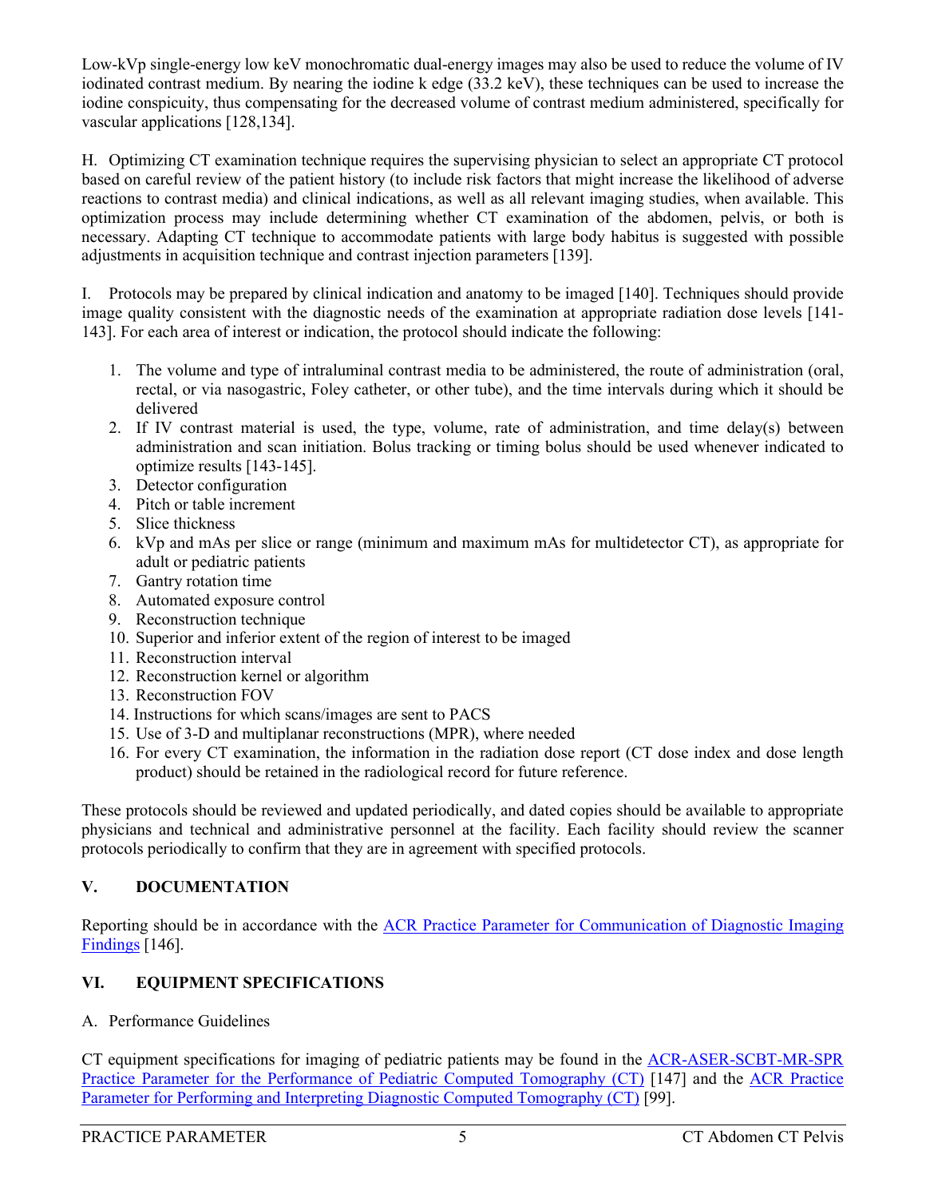Low-kVp single-energy low keV monochromatic dual-energy images may also be used to reduce the volume of IV iodinated contrast medium. By nearing the iodine k edge (33.2 keV), these techniques can be used to increase the iodine conspicuity, thus compensating for the decreased volume of contrast medium administered, specifically for vascular applications [128,134].

H. Optimizing CT examination technique requires the supervising physician to select an appropriate CT protocol based on careful review of the patient history (to include risk factors that might increase the likelihood of adverse reactions to contrast media) and clinical indications, as well as all relevant imaging studies, when available. This optimization process may include determining whether CT examination of the abdomen, pelvis, or both is necessary. Adapting CT technique to accommodate patients with large body habitus is suggested with possible adjustments in acquisition technique and contrast injection parameters [139].

I. Protocols may be prepared by clinical indication and anatomy to be imaged [140]. Techniques should provide image quality consistent with the diagnostic needs of the examination at appropriate radiation dose levels [141-143]. For each area of interest or indication, the protocol should indicate the following:

1. The volume and type of intraluminal contrast media to be administered, the route of administration (oral, rectal, or via nasogastric, Foley catheter, or other tube), and the time intervals during which it should be delivered
2. If IV contrast material is used, the type, volume, rate of administration, and time delay(s) between administration and scan initiation. Bolus tracking or timing bolus should be used whenever indicated to optimize results [143-145].
3. Detector configuration
4. Pitch or table increment
5. Slice thickness
6. kVp and mAs per slice or range (minimum and maximum mAs for multidetector CT), as appropriate for adult or pediatric patients
7. Gantry rotation time
8. Automated exposure control
9. Reconstruction technique
10. Superior and inferior extent of the region of interest to be imaged
11. Reconstruction interval
12. Reconstruction kernel or algorithm
13. Reconstruction FOV
14. Instructions for which scans/images are sent to PACS
15. Use of 3-D and multiplanar reconstructions (MPR), where needed
16. For every CT examination, the information in the radiation dose report (CT dose index and dose length product) should be retained in the radiological record for future reference.

These protocols should be reviewed and updated periodically, and dated copies should be available to appropriate physicians and technical and administrative personnel at the facility. Each facility should review the scanner protocols periodically to confirm that they are in agreement with specified protocols.

## V. DOCUMENTATION

Reporting should be in accordance with the ACR Practice Parameter for Communication of Diagnostic Imaging Findings [146].

## VI. EQUIPMENT SPECIFICATIONS

A. Performance Guidelines

CT equipment specifications for imaging of pediatric patients may be found in the ACR-ASER-SCBT-MR-SPR Practice Parameter for the Performance of Pediatric Computed Tomography (CT) [147] and the ACR Practice Parameter for Performing and Interpreting Diagnostic Computed Tomography (CT) [99].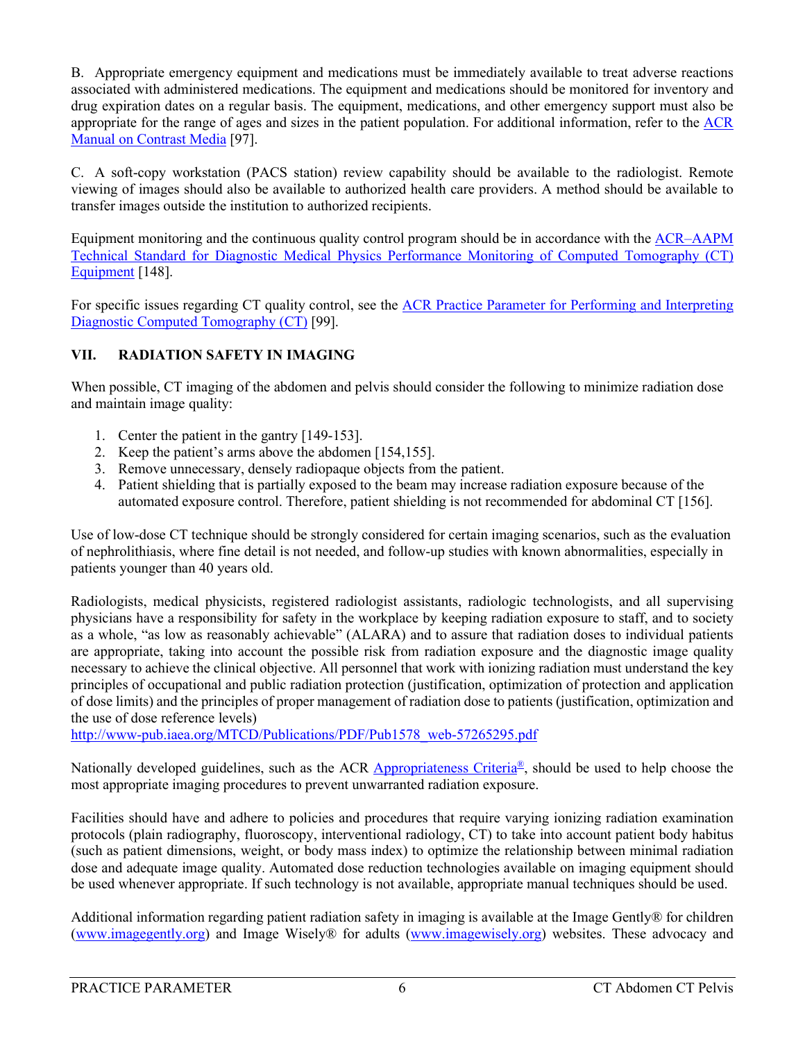B. Appropriate emergency equipment and medications must be immediately available to treat adverse reactions associated with administered medications. The equipment and medications should be monitored for inventory and drug expiration dates on a regular basis. The equipment, medications, and other emergency support must also be appropriate for the range of ages and sizes in the patient population. For additional information, refer to the [ACR Manual on Contrast Media](#) [97].

C. A soft-copy workstation (PACS station) review capability should be available to the radiologist. Remote viewing of images should also be available to authorized health care providers. A method should be available to transfer images outside the institution to authorized recipients.

Equipment monitoring and the continuous quality control program should be in accordance with the [ACR–AAPM Technical Standard for Diagnostic Medical Physics Performance Monitoring of Computed Tomography (CT) Equipment](#) [148].

For specific issues regarding CT quality control, see the [ACR Practice Parameter for Performing and Interpreting Diagnostic Computed Tomography (CT)](#) [99].

## VII. RADIATION SAFETY IN IMAGING

When possible, CT imaging of the abdomen and pelvis should consider the following to minimize radiation dose and maintain image quality:

1. Center the patient in the gantry [149-153].
2. Keep the patient's arms above the abdomen [154,155].
3. Remove unnecessary, densely radiopaque objects from the patient.
4. Patient shielding that is partially exposed to the beam may increase radiation exposure because of the automated exposure control. Therefore, patient shielding is not recommended for abdominal CT [156].

Use of low-dose CT technique should be strongly considered for certain imaging scenarios, such as the evaluation of nephrolithiasis, where fine detail is not needed, and follow-up studies with known abnormalities, especially in patients younger than 40 years old.

Radiologists, medical physicists, registered radiologist assistants, radiologic technologists, and all supervising physicians have a responsibility for safety in the workplace by keeping radiation exposure to staff, and to society as a whole, "as low as reasonably achievable" (ALARA) and to assure that radiation doses to individual patients are appropriate, taking into account the possible risk from radiation exposure and the diagnostic image quality necessary to achieve the clinical objective. All personnel that work with ionizing radiation must understand the key principles of occupational and public radiation protection (justification, optimization of protection and application of dose limits) and the principles of proper management of radiation dose to patients (justification, optimization and the use of dose reference levels)
http://www-pub.iaea.org/MTCD/Publications/PDF/Pub1578_web-57265295.pdf

Nationally developed guidelines, such as the ACR [Appropriateness Criteria®](#), should be used to help choose the most appropriate imaging procedures to prevent unwarranted radiation exposure.

Facilities should have and adhere to policies and procedures that require varying ionizing radiation examination protocols (plain radiography, fluoroscopy, interventional radiology, CT) to take into account patient body habitus (such as patient dimensions, weight, or body mass index) to optimize the relationship between minimal radiation dose and adequate image quality. Automated dose reduction technologies available on imaging equipment should be used whenever appropriate. If such technology is not available, appropriate manual techniques should be used.

Additional information regarding patient radiation safety in imaging is available at the Image Gently® for children (www.imagegently.org) and Image Wisely® for adults (www.imagewisely.org) websites. These advocacy and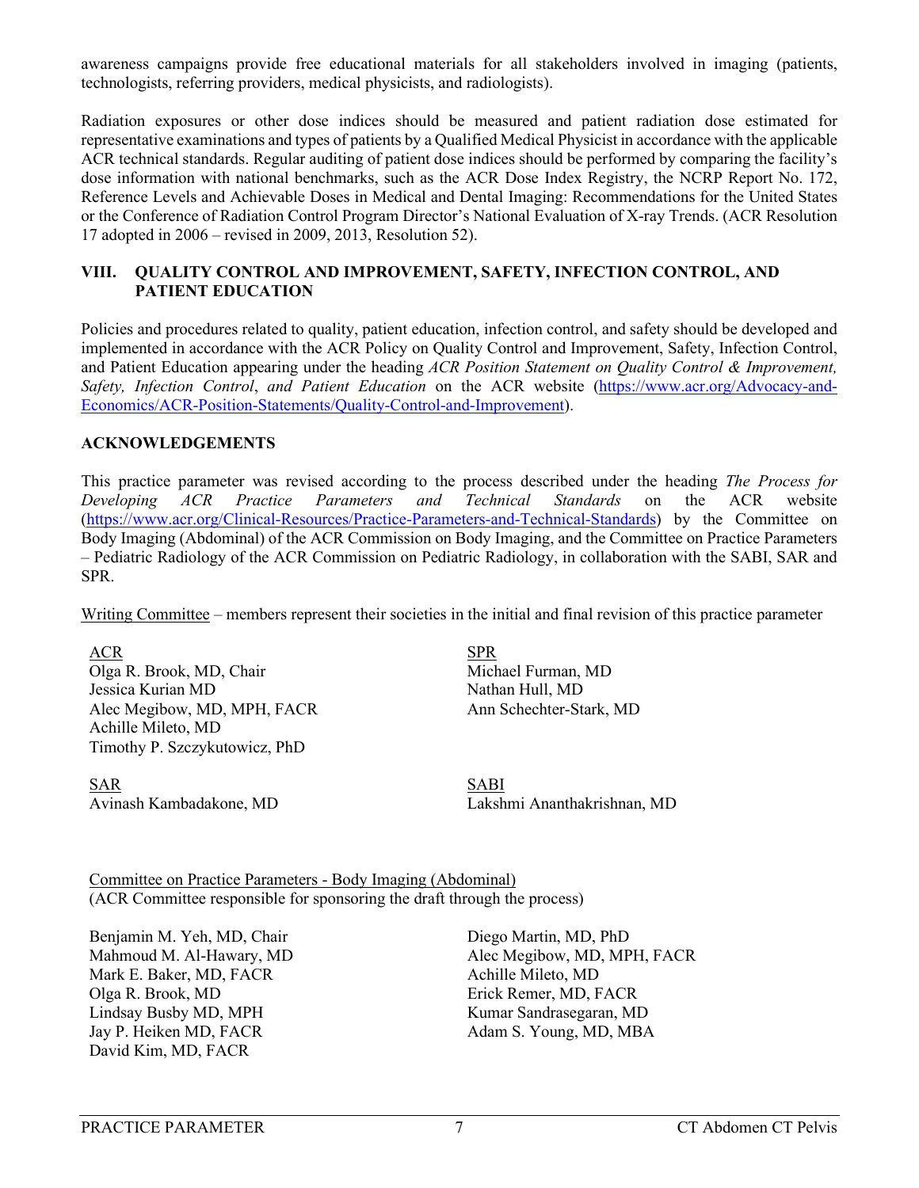awareness campaigns provide free educational materials for all stakeholders involved in imaging (patients, technologists, referring providers, medical physicists, and radiologists).

Radiation exposures or other dose indices should be measured and patient radiation dose estimated for representative examinations and types of patients by a Qualified Medical Physicist in accordance with the applicable ACR technical standards. Regular auditing of patient dose indices should be performed by comparing the facility's dose information with national benchmarks, such as the ACR Dose Index Registry, the NCRP Report No. 172, Reference Levels and Achievable Doses in Medical and Dental Imaging: Recommendations for the United States or the Conference of Radiation Control Program Director's National Evaluation of X-ray Trends. (ACR Resolution 17 adopted in 2006 – revised in 2009, 2013, Resolution 52).

## VIII. QUALITY CONTROL AND IMPROVEMENT, SAFETY, INFECTION CONTROL, AND PATIENT EDUCATION

Policies and procedures related to quality, patient education, infection control, and safety should be developed and implemented in accordance with the ACR Policy on Quality Control and Improvement, Safety, Infection Control, and Patient Education appearing under the heading *ACR Position Statement on Quality Control & Improvement, Safety, Infection Control*, *and Patient Education* on the ACR website (https://www.acr.org/Advocacy-and-Economics/ACR-Position-Statements/Quality-Control-and-Improvement).

## ACKNOWLEDGEMENTS

This practice parameter was revised according to the process described under the heading *The Process for Developing ACR Practice Parameters and Technical Standards* on the ACR website (https://www.acr.org/Clinical-Resources/Practice-Parameters-and-Technical-Standards) by the Committee on Body Imaging (Abdominal) of the ACR Commission on Body Imaging, and the Committee on Practice Parameters – Pediatric Radiology of the ACR Commission on Pediatric Radiology, in collaboration with the SABI, SAR and SPR.

Writing Committee – members represent their societies in the initial and final revision of this practice parameter

ACR
Olga R. Brook, MD, Chair
Jessica Kurian MD
Alec Megibow, MD, MPH, FACR
Achille Mileto, MD
Timothy P. Szczykutowicz, PhD

SPR
Michael Furman, MD
Nathan Hull, MD
Ann Schechter-Stark, MD

SAR
Avinash Kambadakone, MD

SABI
Lakshmi Ananthakrishnan, MD

Committee on Practice Parameters - Body Imaging (Abdominal)
(ACR Committee responsible for sponsoring the draft through the process)

Benjamin M. Yeh, MD, Chair
Mahmoud M. Al-Hawary, MD
Mark E. Baker, MD, FACR
Olga R. Brook, MD
Lindsay Busby MD, MPH
Jay P. Heiken MD, FACR
David Kim, MD, FACR
Diego Martin, MD, PhD
Alec Megibow, MD, MPH, FACR
Achille Mileto, MD
Erick Remer, MD, FACR
Kumar Sandrasegaran, MD
Adam S. Young, MD, MBA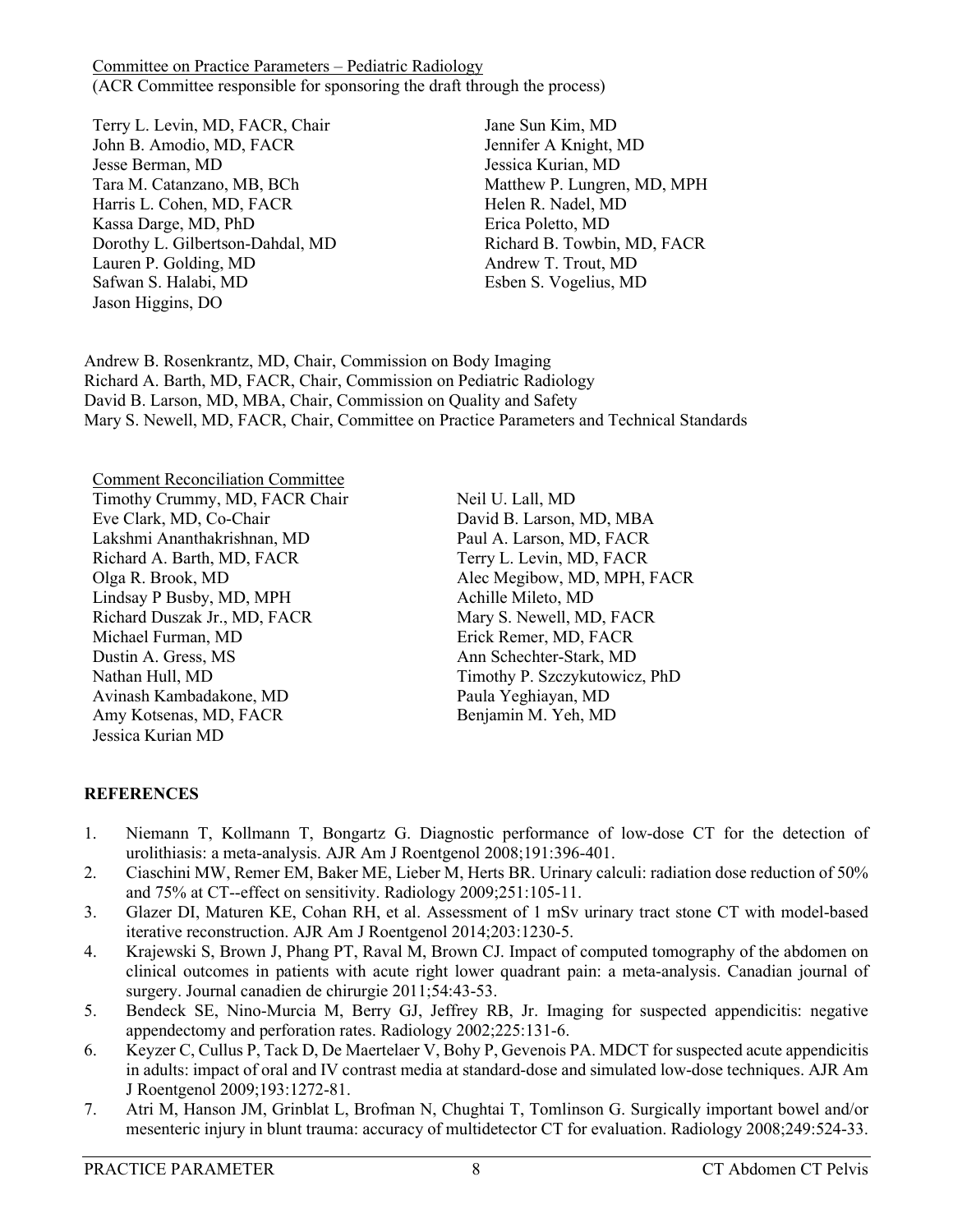Committee on Practice Parameters – Pediatric Radiology
(ACR Committee responsible for sponsoring the draft through the process)

Terry L. Levin, MD, FACR, Chair
John B. Amodio, MD, FACR
Jesse Berman, MD
Tara M. Catanzano, MB, BCh
Harris L. Cohen, MD, FACR
Kassa Darge, MD, PhD
Dorothy L. Gilbertson-Dahdal, MD
Lauren P. Golding, MD
Safwan S. Halabi, MD
Jason Higgins, DO
Jane Sun Kim, MD
Jennifer A Knight, MD
Jessica Kurian, MD
Matthew P. Lungren, MD, MPH
Helen R. Nadel, MD
Erica Poletto, MD
Richard B. Towbin, MD, FACR
Andrew T. Trout, MD
Esben S. Vogelius, MD

Andrew B. Rosenkrantz, MD, Chair, Commission on Body Imaging
Richard A. Barth, MD, FACR, Chair, Commission on Pediatric Radiology
David B. Larson, MD, MBA, Chair, Commission on Quality and Safety
Mary S. Newell, MD, FACR, Chair, Committee on Practice Parameters and Technical Standards

Comment Reconciliation Committee
Timothy Crummy, MD, FACR Chair
Eve Clark, MD, Co-Chair
Lakshmi Ananthakrishnan, MD
Richard A. Barth, MD, FACR
Olga R. Brook, MD
Lindsay P Busby, MD, MPH
Richard Duszak Jr., MD, FACR
Michael Furman, MD
Dustin A. Gress, MS
Nathan Hull, MD
Avinash Kambadakone, MD
Amy Kotsenas, MD, FACR
Jessica Kurian MD
Neil U. Lall, MD
David B. Larson, MD, MBA
Paul A. Larson, MD, FACR
Terry L. Levin, MD, FACR
Alec Megibow, MD, MPH, FACR
Achille Mileto, MD
Mary S. Newell, MD, FACR
Erick Remer, MD, FACR
Ann Schechter-Stark, MD
Timothy P. Szczykutowicz, PhD
Paula Yeghiayan, MD
Benjamin M. Yeh, MD

## REFERENCES

1. Niemann T, Kollmann T, Bongartz G. Diagnostic performance of low-dose CT for the detection of urolithiasis: a meta-analysis. AJR Am J Roentgenol 2008;191:396-401.
2. Ciaschini MW, Remer EM, Baker ME, Lieber M, Herts BR. Urinary calculi: radiation dose reduction of 50% and 75% at CT--effect on sensitivity. Radiology 2009;251:105-11.
3. Glazer DI, Maturen KE, Cohan RH, et al. Assessment of 1 mSv urinary tract stone CT with model-based iterative reconstruction. AJR Am J Roentgenol 2014;203:1230-5.
4. Krajewski S, Brown J, Phang PT, Raval M, Brown CJ. Impact of computed tomography of the abdomen on clinical outcomes in patients with acute right lower quadrant pain: a meta-analysis. Canadian journal of surgery. Journal canadien de chirurgie 2011;54:43-53.
5. Bendeck SE, Nino-Murcia M, Berry GJ, Jeffrey RB, Jr. Imaging for suspected appendicitis: negative appendectomy and perforation rates. Radiology 2002;225:131-6.
6. Keyzer C, Cullus P, Tack D, De Maertelaer V, Bohy P, Gevenois PA. MDCT for suspected acute appendicitis in adults: impact of oral and IV contrast media at standard-dose and simulated low-dose techniques. AJR Am J Roentgenol 2009;193:1272-81.
7. Atri M, Hanson JM, Grinblat L, Brofman N, Chughtai T, Tomlinson G. Surgically important bowel and/or mesenteric injury in blunt trauma: accuracy of multidetector CT for evaluation. Radiology 2008;249:524-33.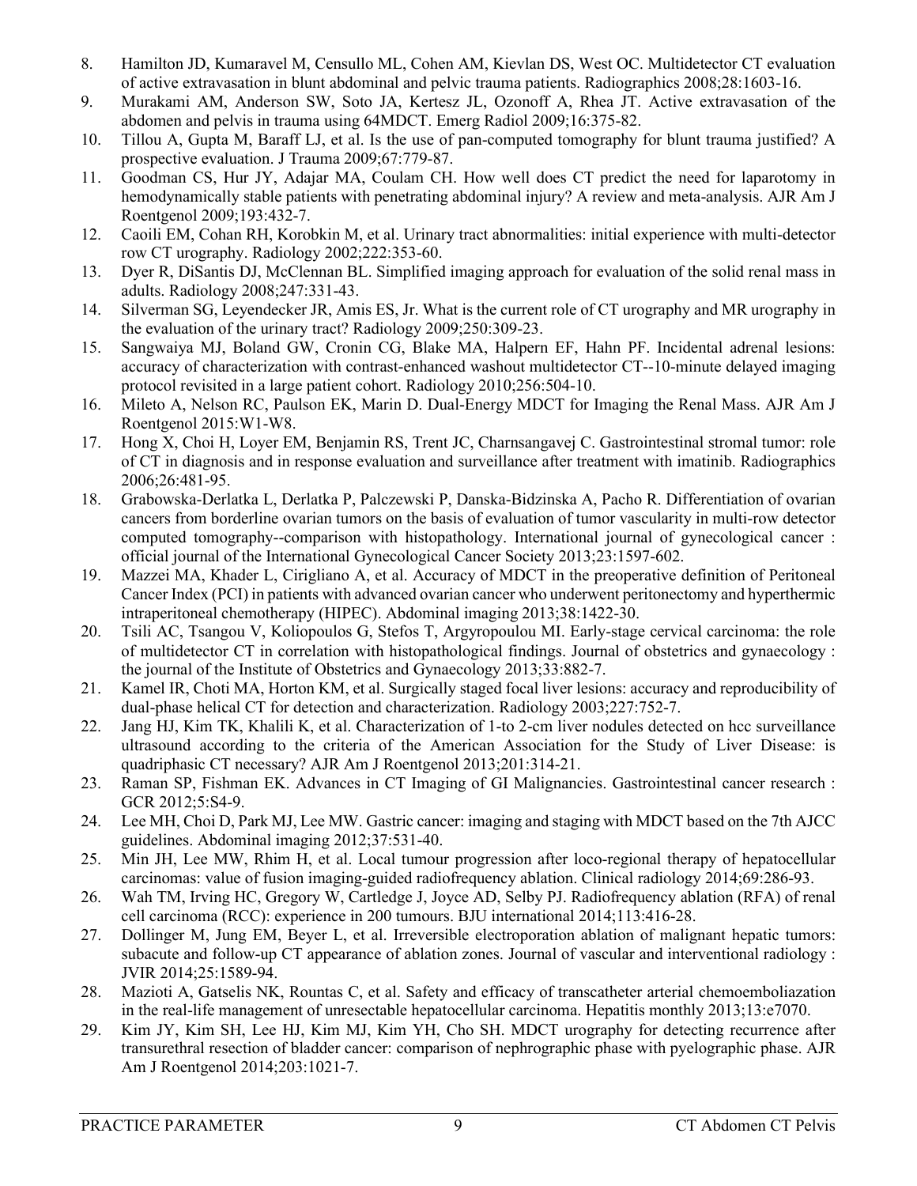8. Hamilton JD, Kumaravel M, Censullo ML, Cohen AM, Kievlan DS, West OC. Multidetector CT evaluation of active extravasation in blunt abdominal and pelvic trauma patients. Radiographics 2008;28:1603-16.
9. Murakami AM, Anderson SW, Soto JA, Kertesz JL, Ozonoff A, Rhea JT. Active extravasation of the abdomen and pelvis in trauma using 64MDCT. Emerg Radiol 2009;16:375-82.
10. Tillou A, Gupta M, Baraff LJ, et al. Is the use of pan-computed tomography for blunt trauma justified? A prospective evaluation. J Trauma 2009;67:779-87.
11. Goodman CS, Hur JY, Adajar MA, Coulam CH. How well does CT predict the need for laparotomy in hemodynamically stable patients with penetrating abdominal injury? A review and meta-analysis. AJR Am J Roentgenol 2009;193:432-7.
12. Caoili EM, Cohan RH, Korobkin M, et al. Urinary tract abnormalities: initial experience with multi-detector row CT urography. Radiology 2002;222:353-60.
13. Dyer R, DiSantis DJ, McClennan BL. Simplified imaging approach for evaluation of the solid renal mass in adults. Radiology 2008;247:331-43.
14. Silverman SG, Leyendecker JR, Amis ES, Jr. What is the current role of CT urography and MR urography in the evaluation of the urinary tract? Radiology 2009;250:309-23.
15. Sangwaiya MJ, Boland GW, Cronin CG, Blake MA, Halpern EF, Hahn PF. Incidental adrenal lesions: accuracy of characterization with contrast-enhanced washout multidetector CT--10-minute delayed imaging protocol revisited in a large patient cohort. Radiology 2010;256:504-10.
16. Mileto A, Nelson RC, Paulson EK, Marin D. Dual-Energy MDCT for Imaging the Renal Mass. AJR Am J Roentgenol 2015:W1-W8.
17. Hong X, Choi H, Loyer EM, Benjamin RS, Trent JC, Charnsangavej C. Gastrointestinal stromal tumor: role of CT in diagnosis and in response evaluation and surveillance after treatment with imatinib. Radiographics 2006;26:481-95.
18. Grabowska-Derlatka L, Derlatka P, Palczewski P, Danska-Bidzinska A, Pacho R. Differentiation of ovarian cancers from borderline ovarian tumors on the basis of evaluation of tumor vascularity in multi-row detector computed tomography--comparison with histopathology. International journal of gynecological cancer : official journal of the International Gynecological Cancer Society 2013;23:1597-602.
19. Mazzei MA, Khader L, Cirigliano A, et al. Accuracy of MDCT in the preoperative definition of Peritoneal Cancer Index (PCI) in patients with advanced ovarian cancer who underwent peritonectomy and hyperthermic intraperitoneal chemotherapy (HIPEC). Abdominal imaging 2013;38:1422-30.
20. Tsili AC, Tsangou V, Koliopoulos G, Stefos T, Argyropoulou MI. Early-stage cervical carcinoma: the role of multidetector CT in correlation with histopathological findings. Journal of obstetrics and gynaecology : the journal of the Institute of Obstetrics and Gynaecology 2013;33:882-7.
21. Kamel IR, Choti MA, Horton KM, et al. Surgically staged focal liver lesions: accuracy and reproducibility of dual-phase helical CT for detection and characterization. Radiology 2003;227:752-7.
22. Jang HJ, Kim TK, Khalili K, et al. Characterization of 1-to 2-cm liver nodules detected on hcc surveillance ultrasound according to the criteria of the American Association for the Study of Liver Disease: is quadriphasic CT necessary? AJR Am J Roentgenol 2013;201:314-21.
23. Raman SP, Fishman EK. Advances in CT Imaging of GI Malignancies. Gastrointestinal cancer research : GCR 2012;5:S4-9.
24. Lee MH, Choi D, Park MJ, Lee MW. Gastric cancer: imaging and staging with MDCT based on the 7th AJCC guidelines. Abdominal imaging 2012;37:531-40.
25. Min JH, Lee MW, Rhim H, et al. Local tumour progression after loco-regional therapy of hepatocellular carcinomas: value of fusion imaging-guided radiofrequency ablation. Clinical radiology 2014;69:286-93.
26. Wah TM, Irving HC, Gregory W, Cartledge J, Joyce AD, Selby PJ. Radiofrequency ablation (RFA) of renal cell carcinoma (RCC): experience in 200 tumours. BJU international 2014;113:416-28.
27. Dollinger M, Jung EM, Beyer L, et al. Irreversible electroporation ablation of malignant hepatic tumors: subacute and follow-up CT appearance of ablation zones. Journal of vascular and interventional radiology : JVIR 2014;25:1589-94.
28. Mazioti A, Gatselis NK, Rountas C, et al. Safety and efficacy of transcatheter arterial chemoemboliazation in the real-life management of unresectable hepatocellular carcinoma. Hepatitis monthly 2013;13:e7070.
29. Kim JY, Kim SH, Lee HJ, Kim MJ, Kim YH, Cho SH. MDCT urography for detecting recurrence after transurethral resection of bladder cancer: comparison of nephrographic phase with pyelographic phase. AJR Am J Roentgenol 2014;203:1021-7.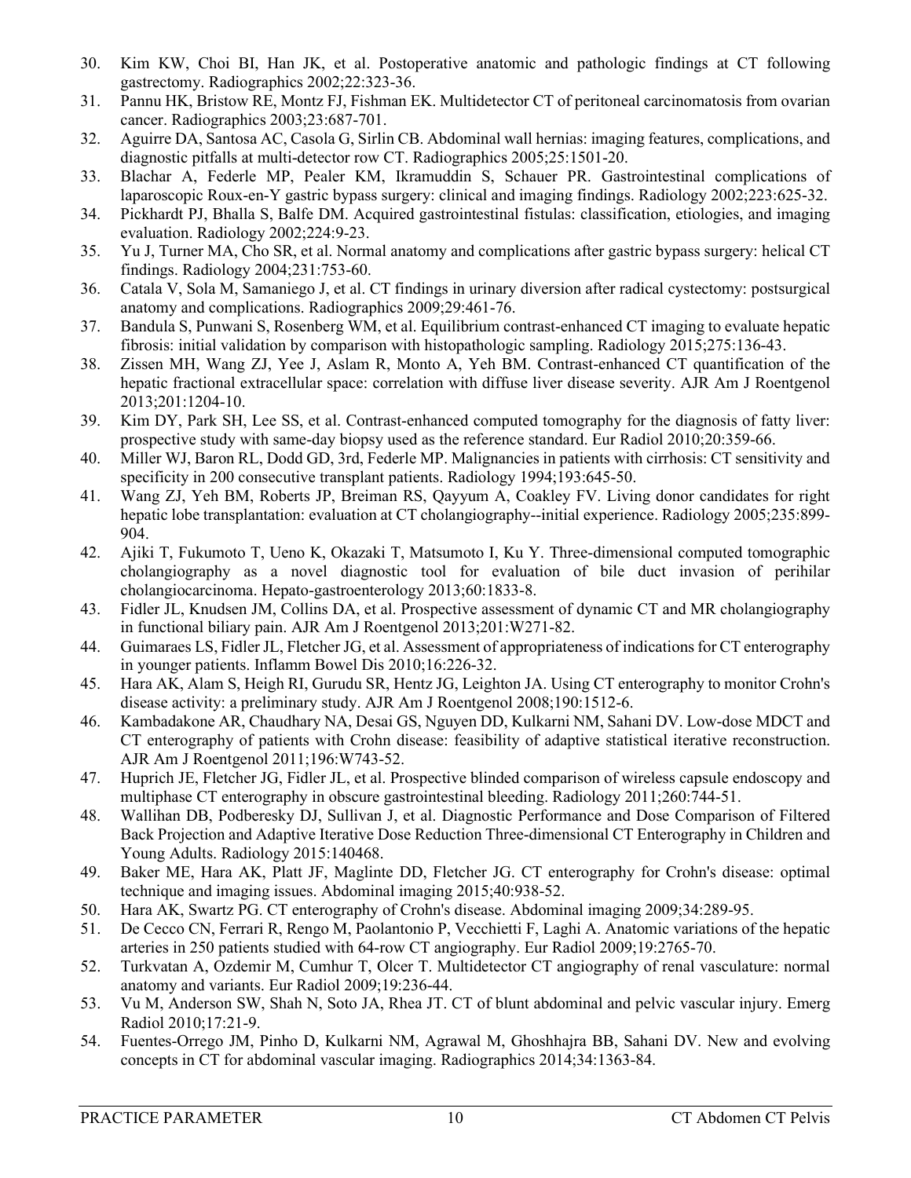30. Kim KW, Choi BI, Han JK, et al. Postoperative anatomic and pathologic findings at CT following gastrectomy. Radiographics 2002;22:323-36.
31. Pannu HK, Bristow RE, Montz FJ, Fishman EK. Multidetector CT of peritoneal carcinomatosis from ovarian cancer. Radiographics 2003;23:687-701.
32. Aguirre DA, Santosa AC, Casola G, Sirlin CB. Abdominal wall hernias: imaging features, complications, and diagnostic pitfalls at multi-detector row CT. Radiographics 2005;25:1501-20.
33. Blachar A, Federle MP, Pealer KM, Ikramuddin S, Schauer PR. Gastrointestinal complications of laparoscopic Roux-en-Y gastric bypass surgery: clinical and imaging findings. Radiology 2002;223:625-32.
34. Pickhardt PJ, Bhalla S, Balfe DM. Acquired gastrointestinal fistulas: classification, etiologies, and imaging evaluation. Radiology 2002;224:9-23.
35. Yu J, Turner MA, Cho SR, et al. Normal anatomy and complications after gastric bypass surgery: helical CT findings. Radiology 2004;231:753-60.
36. Catala V, Sola M, Samaniego J, et al. CT findings in urinary diversion after radical cystectomy: postsurgical anatomy and complications. Radiographics 2009;29:461-76.
37. Bandula S, Punwani S, Rosenberg WM, et al. Equilibrium contrast-enhanced CT imaging to evaluate hepatic fibrosis: initial validation by comparison with histopathologic sampling. Radiology 2015;275:136-43.
38. Zissen MH, Wang ZJ, Yee J, Aslam R, Monto A, Yeh BM. Contrast-enhanced CT quantification of the hepatic fractional extracellular space: correlation with diffuse liver disease severity. AJR Am J Roentgenol 2013;201:1204-10.
39. Kim DY, Park SH, Lee SS, et al. Contrast-enhanced computed tomography for the diagnosis of fatty liver: prospective study with same-day biopsy used as the reference standard. Eur Radiol 2010;20:359-66.
40. Miller WJ, Baron RL, Dodd GD, 3rd, Federle MP. Malignancies in patients with cirrhosis: CT sensitivity and specificity in 200 consecutive transplant patients. Radiology 1994;193:645-50.
41. Wang ZJ, Yeh BM, Roberts JP, Breiman RS, Qayyum A, Coakley FV. Living donor candidates for right hepatic lobe transplantation: evaluation at CT cholangiography--initial experience. Radiology 2005;235:899-904.
42. Ajiki T, Fukumoto T, Ueno K, Okazaki T, Matsumoto I, Ku Y. Three-dimensional computed tomographic cholangiography as a novel diagnostic tool for evaluation of bile duct invasion of perihilar cholangiocarcinoma. Hepato-gastroenterology 2013;60:1833-8.
43. Fidler JL, Knudsen JM, Collins DA, et al. Prospective assessment of dynamic CT and MR cholangiography in functional biliary pain. AJR Am J Roentgenol 2013;201:W271-82.
44. Guimaraes LS, Fidler JL, Fletcher JG, et al. Assessment of appropriateness of indications for CT enterography in younger patients. Inflamm Bowel Dis 2010;16:226-32.
45. Hara AK, Alam S, Heigh RI, Gurudu SR, Hentz JG, Leighton JA. Using CT enterography to monitor Crohn's disease activity: a preliminary study. AJR Am J Roentgenol 2008;190:1512-6.
46. Kambadakone AR, Chaudhary NA, Desai GS, Nguyen DD, Kulkarni NM, Sahani DV. Low-dose MDCT and CT enterography of patients with Crohn disease: feasibility of adaptive statistical iterative reconstruction. AJR Am J Roentgenol 2011;196:W743-52.
47. Huprich JE, Fletcher JG, Fidler JL, et al. Prospective blinded comparison of wireless capsule endoscopy and multiphase CT enterography in obscure gastrointestinal bleeding. Radiology 2011;260:744-51.
48. Wallihan DB, Podberesky DJ, Sullivan J, et al. Diagnostic Performance and Dose Comparison of Filtered Back Projection and Adaptive Iterative Dose Reduction Three-dimensional CT Enterography in Children and Young Adults. Radiology 2015:140468.
49. Baker ME, Hara AK, Platt JF, Maglinte DD, Fletcher JG. CT enterography for Crohn's disease: optimal technique and imaging issues. Abdominal imaging 2015;40:938-52.
50. Hara AK, Swartz PG. CT enterography of Crohn's disease. Abdominal imaging 2009;34:289-95.
51. De Cecco CN, Ferrari R, Rengo M, Paolantonio P, Vecchietti F, Laghi A. Anatomic variations of the hepatic arteries in 250 patients studied with 64-row CT angiography. Eur Radiol 2009;19:2765-70.
52. Turkvatan A, Ozdemir M, Cumhur T, Olcer T. Multidetector CT angiography of renal vasculature: normal anatomy and variants. Eur Radiol 2009;19:236-44.
53. Vu M, Anderson SW, Shah N, Soto JA, Rhea JT. CT of blunt abdominal and pelvic vascular injury. Emerg Radiol 2010;17:21-9.
54. Fuentes-Orrego JM, Pinho D, Kulkarni NM, Agrawal M, Ghoshhajra BB, Sahani DV. New and evolving concepts in CT for abdominal vascular imaging. Radiographics 2014;34:1363-84.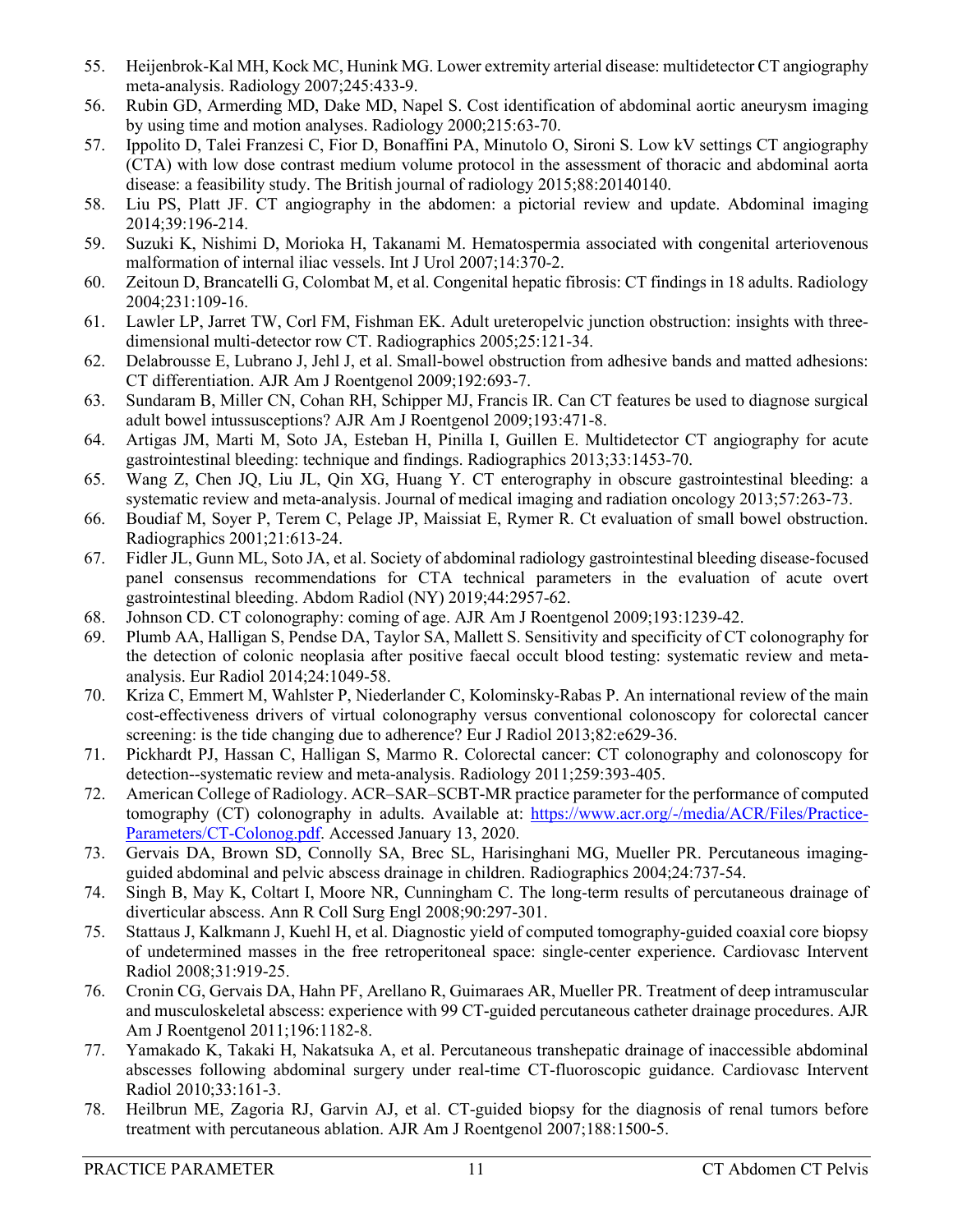55. Heijenbrok-Kal MH, Kock MC, Hunink MG. Lower extremity arterial disease: multidetector CT angiography meta-analysis. Radiology 2007;245:433-9.
56. Rubin GD, Armerding MD, Dake MD, Napel S. Cost identification of abdominal aortic aneurysm imaging by using time and motion analyses. Radiology 2000;215:63-70.
57. Ippolito D, Talei Franzesi C, Fior D, Bonaffini PA, Minutolo O, Sironi S. Low kV settings CT angiography (CTA) with low dose contrast medium volume protocol in the assessment of thoracic and abdominal aorta disease: a feasibility study. The British journal of radiology 2015;88:20140140.
58. Liu PS, Platt JF. CT angiography in the abdomen: a pictorial review and update. Abdominal imaging 2014;39:196-214.
59. Suzuki K, Nishimi D, Morioka H, Takanami M. Hematospermia associated with congenital arteriovenous malformation of internal iliac vessels. Int J Urol 2007;14:370-2.
60. Zeitoun D, Brancatelli G, Colombat M, et al. Congenital hepatic fibrosis: CT findings in 18 adults. Radiology 2004;231:109-16.
61. Lawler LP, Jarret TW, Corl FM, Fishman EK. Adult ureteropelvic junction obstruction: insights with three-dimensional multi-detector row CT. Radiographics 2005;25:121-34.
62. Delabrousse E, Lubrano J, Jehl J, et al. Small-bowel obstruction from adhesive bands and matted adhesions: CT differentiation. AJR Am J Roentgenol 2009;192:693-7.
63. Sundaram B, Miller CN, Cohan RH, Schipper MJ, Francis IR. Can CT features be used to diagnose surgical adult bowel intussusceptions? AJR Am J Roentgenol 2009;193:471-8.
64. Artigas JM, Marti M, Soto JA, Esteban H, Pinilla I, Guillen E. Multidetector CT angiography for acute gastrointestinal bleeding: technique and findings. Radiographics 2013;33:1453-70.
65. Wang Z, Chen JQ, Liu JL, Qin XG, Huang Y. CT enterography in obscure gastrointestinal bleeding: a systematic review and meta-analysis. Journal of medical imaging and radiation oncology 2013;57:263-73.
66. Boudiaf M, Soyer P, Terem C, Pelage JP, Maissiat E, Rymer R. Ct evaluation of small bowel obstruction. Radiographics 2001;21:613-24.
67. Fidler JL, Gunn ML, Soto JA, et al. Society of abdominal radiology gastrointestinal bleeding disease-focused panel consensus recommendations for CTA technical parameters in the evaluation of acute overt gastrointestinal bleeding. Abdom Radiol (NY) 2019;44:2957-62.
68. Johnson CD. CT colonography: coming of age. AJR Am J Roentgenol 2009;193:1239-42.
69. Plumb AA, Halligan S, Pendse DA, Taylor SA, Mallett S. Sensitivity and specificity of CT colonography for the detection of colonic neoplasia after positive faecal occult blood testing: systematic review and meta-analysis. Eur Radiol 2014;24:1049-58.
70. Kriza C, Emmert M, Wahlster P, Niederlander C, Kolominsky-Rabas P. An international review of the main cost-effectiveness drivers of virtual colonography versus conventional colonoscopy for colorectal cancer screening: is the tide changing due to adherence? Eur J Radiol 2013;82:e629-36.
71. Pickhardt PJ, Hassan C, Halligan S, Marmo R. Colorectal cancer: CT colonography and colonoscopy for detection--systematic review and meta-analysis. Radiology 2011;259:393-405.
72. American College of Radiology. ACR–SAR–SCBT-MR practice parameter for the performance of computed tomography (CT) colonography in adults. Available at: https://www.acr.org/-/media/ACR/Files/Practice-Parameters/CT-Colonog.pdf. Accessed January 13, 2020.
73. Gervais DA, Brown SD, Connolly SA, Brec SL, Harisinghani MG, Mueller PR. Percutaneous imaging-guided abdominal and pelvic abscess drainage in children. Radiographics 2004;24:737-54.
74. Singh B, May K, Coltart I, Moore NR, Cunningham C. The long-term results of percutaneous drainage of diverticular abscess. Ann R Coll Surg Engl 2008;90:297-301.
75. Stattaus J, Kalkmann J, Kuehl H, et al. Diagnostic yield of computed tomography-guided coaxial core biopsy of undetermined masses in the free retroperitoneal space: single-center experience. Cardiovasc Intervent Radiol 2008;31:919-25.
76. Cronin CG, Gervais DA, Hahn PF, Arellano R, Guimaraes AR, Mueller PR. Treatment of deep intramuscular and musculoskeletal abscess: experience with 99 CT-guided percutaneous catheter drainage procedures. AJR Am J Roentgenol 2011;196:1182-8.
77. Yamakado K, Takaki H, Nakatsuka A, et al. Percutaneous transhepatic drainage of inaccessible abdominal abscesses following abdominal surgery under real-time CT-fluoroscopic guidance. Cardiovasc Intervent Radiol 2010;33:161-3.
78. Heilbrun ME, Zagoria RJ, Garvin AJ, et al. CT-guided biopsy for the diagnosis of renal tumors before treatment with percutaneous ablation. AJR Am J Roentgenol 2007;188:1500-5.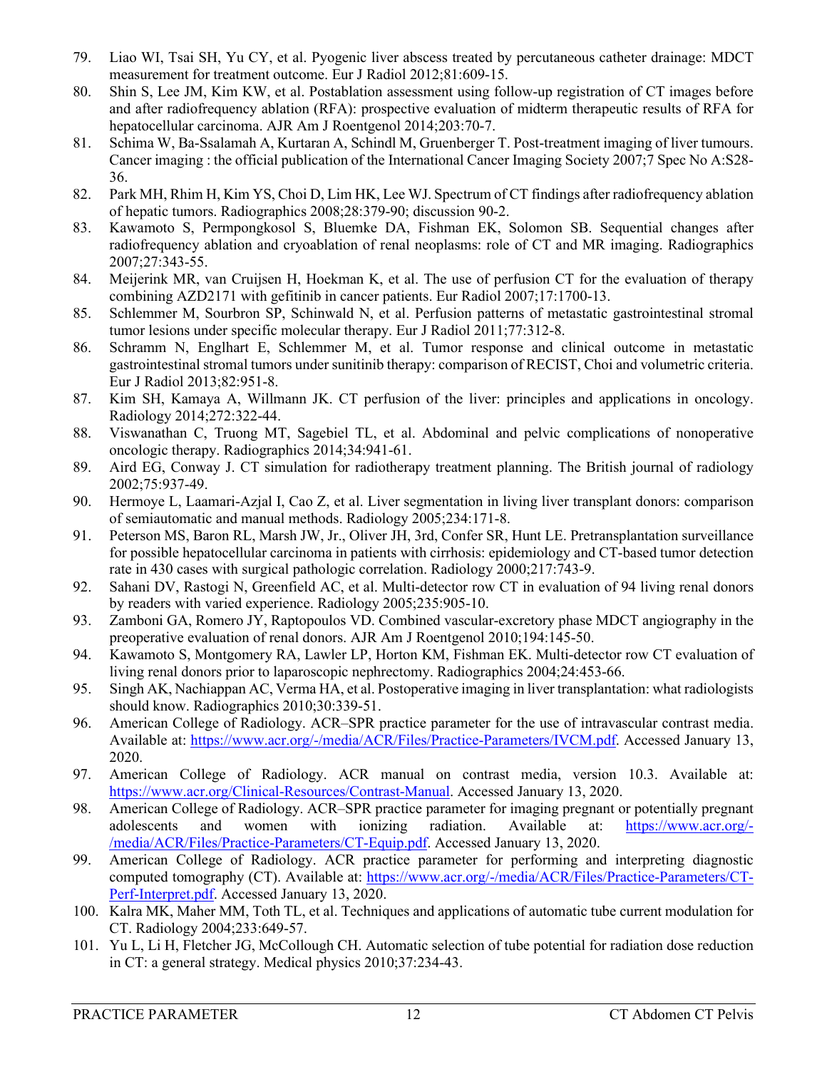79. Liao WI, Tsai SH, Yu CY, et al. Pyogenic liver abscess treated by percutaneous catheter drainage: MDCT measurement for treatment outcome. Eur J Radiol 2012;81:609-15.
80. Shin S, Lee JM, Kim KW, et al. Postablation assessment using follow-up registration of CT images before and after radiofrequency ablation (RFA): prospective evaluation of midterm therapeutic results of RFA for hepatocellular carcinoma. AJR Am J Roentgenol 2014;203:70-7.
81. Schima W, Ba-Ssalamah A, Kurtaran A, Schindl M, Gruenberger T. Post-treatment imaging of liver tumours. Cancer imaging : the official publication of the International Cancer Imaging Society 2007;7 Spec No A:S28-36.
82. Park MH, Rhim H, Kim YS, Choi D, Lim HK, Lee WJ. Spectrum of CT findings after radiofrequency ablation of hepatic tumors. Radiographics 2008;28:379-90; discussion 90-2.
83. Kawamoto S, Permpongkosol S, Bluemke DA, Fishman EK, Solomon SB. Sequential changes after radiofrequency ablation and cryoablation of renal neoplasms: role of CT and MR imaging. Radiographics 2007;27:343-55.
84. Meijerink MR, van Cruijsen H, Hoekman K, et al. The use of perfusion CT for the evaluation of therapy combining AZD2171 with gefitinib in cancer patients. Eur Radiol 2007;17:1700-13.
85. Schlemmer M, Sourbron SP, Schinwald N, et al. Perfusion patterns of metastatic gastrointestinal stromal tumor lesions under specific molecular therapy. Eur J Radiol 2011;77:312-8.
86. Schramm N, Englhart E, Schlemmer M, et al. Tumor response and clinical outcome in metastatic gastrointestinal stromal tumors under sunitinib therapy: comparison of RECIST, Choi and volumetric criteria. Eur J Radiol 2013;82:951-8.
87. Kim SH, Kamaya A, Willmann JK. CT perfusion of the liver: principles and applications in oncology. Radiology 2014;272:322-44.
88. Viswanathan C, Truong MT, Sagebiel TL, et al. Abdominal and pelvic complications of nonoperative oncologic therapy. Radiographics 2014;34:941-61.
89. Aird EG, Conway J. CT simulation for radiotherapy treatment planning. The British journal of radiology 2002;75:937-49.
90. Hermoye L, Laamari-Azjal I, Cao Z, et al. Liver segmentation in living liver transplant donors: comparison of semiautomatic and manual methods. Radiology 2005;234:171-8.
91. Peterson MS, Baron RL, Marsh JW, Jr., Oliver JH, 3rd, Confer SR, Hunt LE. Pretransplantation surveillance for possible hepatocellular carcinoma in patients with cirrhosis: epidemiology and CT-based tumor detection rate in 430 cases with surgical pathologic correlation. Radiology 2000;217:743-9.
92. Sahani DV, Rastogi N, Greenfield AC, et al. Multi-detector row CT in evaluation of 94 living renal donors by readers with varied experience. Radiology 2005;235:905-10.
93. Zamboni GA, Romero JY, Raptopoulos VD. Combined vascular-excretory phase MDCT angiography in the preoperative evaluation of renal donors. AJR Am J Roentgenol 2010;194:145-50.
94. Kawamoto S, Montgomery RA, Lawler LP, Horton KM, Fishman EK. Multi-detector row CT evaluation of living renal donors prior to laparoscopic nephrectomy. Radiographics 2004;24:453-66.
95. Singh AK, Nachiappan AC, Verma HA, et al. Postoperative imaging in liver transplantation: what radiologists should know. Radiographics 2010;30:339-51.
96. American College of Radiology. ACR–SPR practice parameter for the use of intravascular contrast media. Available at: https://www.acr.org/-/media/ACR/Files/Practice-Parameters/IVCM.pdf. Accessed January 13, 2020.
97. American College of Radiology. ACR manual on contrast media, version 10.3. Available at: https://www.acr.org/Clinical-Resources/Contrast-Manual. Accessed January 13, 2020.
98. American College of Radiology. ACR–SPR practice parameter for imaging pregnant or potentially pregnant adolescents and women with ionizing radiation. Available at: https://www.acr.org/-/media/ACR/Files/Practice-Parameters/CT-Equip.pdf. Accessed January 13, 2020.
99. American College of Radiology. ACR practice parameter for performing and interpreting diagnostic computed tomography (CT). Available at: https://www.acr.org/-/media/ACR/Files/Practice-Parameters/CT-Perf-Interpret.pdf. Accessed January 13, 2020.
100. Kalra MK, Maher MM, Toth TL, et al. Techniques and applications of automatic tube current modulation for CT. Radiology 2004;233:649-57.
101. Yu L, Li H, Fletcher JG, McCollough CH. Automatic selection of tube potential for radiation dose reduction in CT: a general strategy. Medical physics 2010;37:234-43.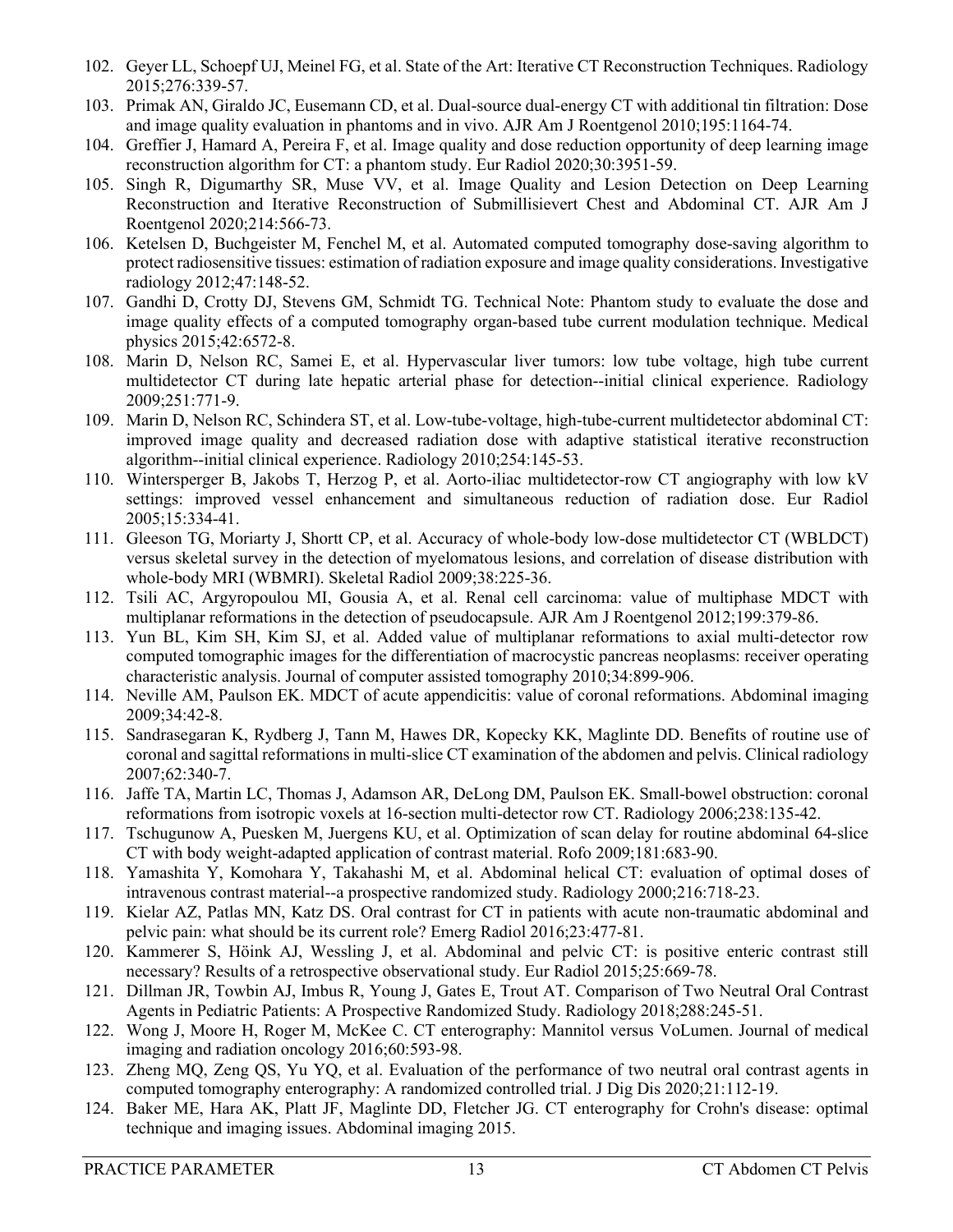102. Geyer LL, Schoepf UJ, Meinel FG, et al. State of the Art: Iterative CT Reconstruction Techniques. Radiology 2015;276:339-57.
103. Primak AN, Giraldo JC, Eusemann CD, et al. Dual-source dual-energy CT with additional tin filtration: Dose and image quality evaluation in phantoms and in vivo. AJR Am J Roentgenol 2010;195:1164-74.
104. Greffier J, Hamard A, Pereira F, et al. Image quality and dose reduction opportunity of deep learning image reconstruction algorithm for CT: a phantom study. Eur Radiol 2020;30:3951-59.
105. Singh R, Digumarthy SR, Muse VV, et al. Image Quality and Lesion Detection on Deep Learning Reconstruction and Iterative Reconstruction of Submillisievert Chest and Abdominal CT. AJR Am J Roentgenol 2020;214:566-73.
106. Ketelsen D, Buchgeister M, Fenchel M, et al. Automated computed tomography dose-saving algorithm to protect radiosensitive tissues: estimation of radiation exposure and image quality considerations. Investigative radiology 2012;47:148-52.
107. Gandhi D, Crotty DJ, Stevens GM, Schmidt TG. Technical Note: Phantom study to evaluate the dose and image quality effects of a computed tomography organ-based tube current modulation technique. Medical physics 2015;42:6572-8.
108. Marin D, Nelson RC, Samei E, et al. Hypervascular liver tumors: low tube voltage, high tube current multidetector CT during late hepatic arterial phase for detection--initial clinical experience. Radiology 2009;251:771-9.
109. Marin D, Nelson RC, Schindera ST, et al. Low-tube-voltage, high-tube-current multidetector abdominal CT: improved image quality and decreased radiation dose with adaptive statistical iterative reconstruction algorithm--initial clinical experience. Radiology 2010;254:145-53.
110. Wintersperger B, Jakobs T, Herzog P, et al. Aorto-iliac multidetector-row CT angiography with low kV settings: improved vessel enhancement and simultaneous reduction of radiation dose. Eur Radiol 2005;15:334-41.
111. Gleeson TG, Moriarty J, Shortt CP, et al. Accuracy of whole-body low-dose multidetector CT (WBLDCT) versus skeletal survey in the detection of myelomatous lesions, and correlation of disease distribution with whole-body MRI (WBMRI). Skeletal Radiol 2009;38:225-36.
112. Tsili AC, Argyropoulou MI, Gousia A, et al. Renal cell carcinoma: value of multiphase MDCT with multiplanar reformations in the detection of pseudocapsule. AJR Am J Roentgenol 2012;199:379-86.
113. Yun BL, Kim SH, Kim SJ, et al. Added value of multiplanar reformations to axial multi-detector row computed tomographic images for the differentiation of macrocystic pancreas neoplasms: receiver operating characteristic analysis. Journal of computer assisted tomography 2010;34:899-906.
114. Neville AM, Paulson EK. MDCT of acute appendicitis: value of coronal reformations. Abdominal imaging 2009;34:42-8.
115. Sandrasegaran K, Rydberg J, Tann M, Hawes DR, Kopecky KK, Maglinte DD. Benefits of routine use of coronal and sagittal reformations in multi-slice CT examination of the abdomen and pelvis. Clinical radiology 2007;62:340-7.
116. Jaffe TA, Martin LC, Thomas J, Adamson AR, DeLong DM, Paulson EK. Small-bowel obstruction: coronal reformations from isotropic voxels at 16-section multi-detector row CT. Radiology 2006;238:135-42.
117. Tschugunow A, Puesken M, Juergens KU, et al. Optimization of scan delay for routine abdominal 64-slice CT with body weight-adapted application of contrast material. Rofo 2009;181:683-90.
118. Yamashita Y, Komohara Y, Takahashi M, et al. Abdominal helical CT: evaluation of optimal doses of intravenous contrast material--a prospective randomized study. Radiology 2000;216:718-23.
119. Kielar AZ, Patlas MN, Katz DS. Oral contrast for CT in patients with acute non-traumatic abdominal and pelvic pain: what should be its current role? Emerg Radiol 2016;23:477-81.
120. Kammerer S, Höink AJ, Wessling J, et al. Abdominal and pelvic CT: is positive enteric contrast still necessary? Results of a retrospective observational study. Eur Radiol 2015;25:669-78.
121. Dillman JR, Towbin AJ, Imbus R, Young J, Gates E, Trout AT. Comparison of Two Neutral Oral Contrast Agents in Pediatric Patients: A Prospective Randomized Study. Radiology 2018;288:245-51.
122. Wong J, Moore H, Roger M, McKee C. CT enterography: Mannitol versus VoLumen. Journal of medical imaging and radiation oncology 2016;60:593-98.
123. Zheng MQ, Zeng QS, Yu YQ, et al. Evaluation of the performance of two neutral oral contrast agents in computed tomography enterography: A randomized controlled trial. J Dig Dis 2020;21:112-19.
124. Baker ME, Hara AK, Platt JF, Maglinte DD, Fletcher JG. CT enterography for Crohn's disease: optimal technique and imaging issues. Abdominal imaging 2015.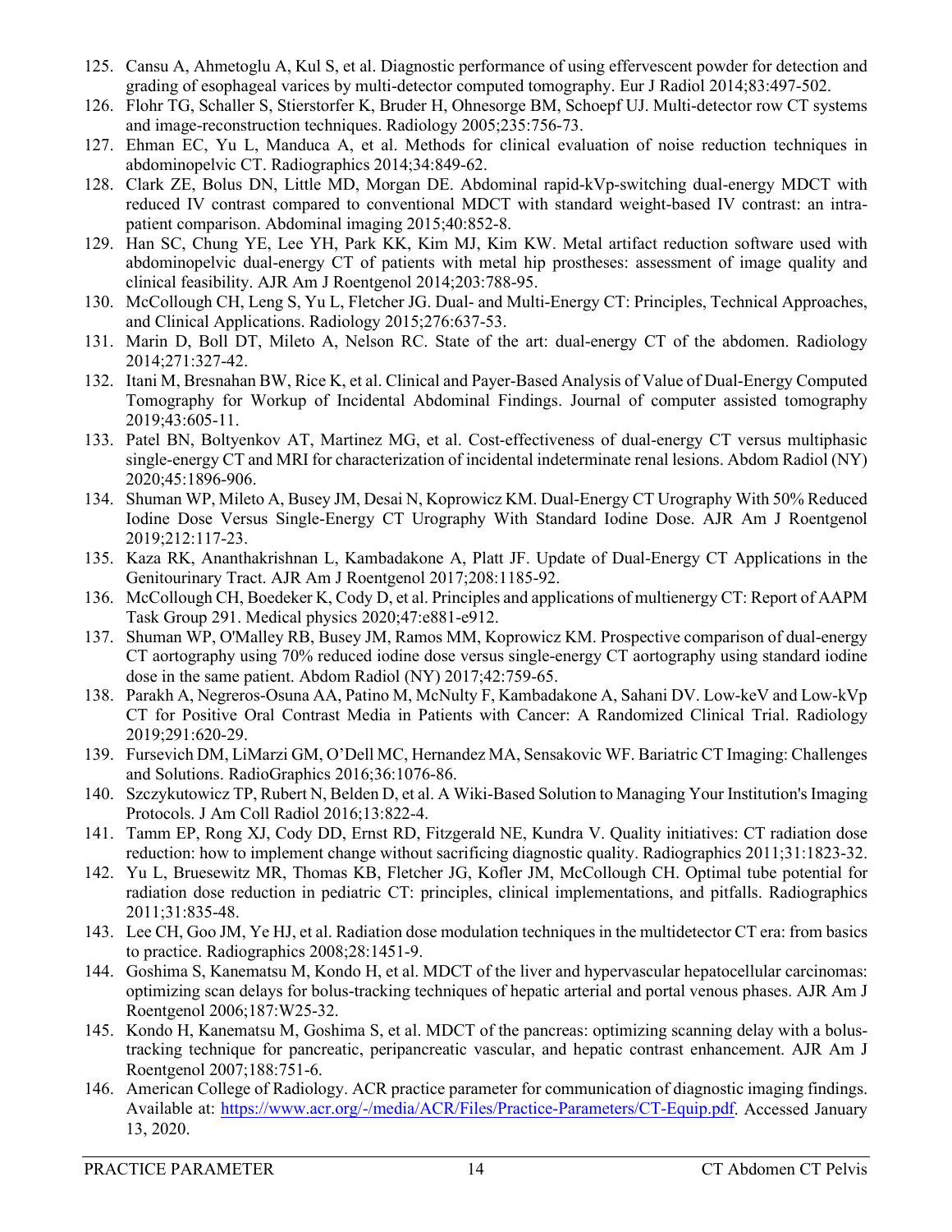125. Cansu A, Ahmetoglu A, Kul S, et al. Diagnostic performance of using effervescent powder for detection and grading of esophageal varices by multi-detector computed tomography. Eur J Radiol 2014;83:497-502.
126. Flohr TG, Schaller S, Stierstorfer K, Bruder H, Ohnesorge BM, Schoepf UJ. Multi-detector row CT systems and image-reconstruction techniques. Radiology 2005;235:756-73.
127. Ehman EC, Yu L, Manduca A, et al. Methods for clinical evaluation of noise reduction techniques in abdominopelvic CT. Radiographics 2014;34:849-62.
128. Clark ZE, Bolus DN, Little MD, Morgan DE. Abdominal rapid-kVp-switching dual-energy MDCT with reduced IV contrast compared to conventional MDCT with standard weight-based IV contrast: an intra-patient comparison. Abdominal imaging 2015;40:852-8.
129. Han SC, Chung YE, Lee YH, Park KK, Kim MJ, Kim KW. Metal artifact reduction software used with abdominopelvic dual-energy CT of patients with metal hip prostheses: assessment of image quality and clinical feasibility. AJR Am J Roentgenol 2014;203:788-95.
130. McCollough CH, Leng S, Yu L, Fletcher JG. Dual- and Multi-Energy CT: Principles, Technical Approaches, and Clinical Applications. Radiology 2015;276:637-53.
131. Marin D, Boll DT, Mileto A, Nelson RC. State of the art: dual-energy CT of the abdomen. Radiology 2014;271:327-42.
132. Itani M, Bresnahan BW, Rice K, et al. Clinical and Payer-Based Analysis of Value of Dual-Energy Computed Tomography for Workup of Incidental Abdominal Findings. Journal of computer assisted tomography 2019;43:605-11.
133. Patel BN, Boltyenkov AT, Martinez MG, et al. Cost-effectiveness of dual-energy CT versus multiphasic single-energy CT and MRI for characterization of incidental indeterminate renal lesions. Abdom Radiol (NY) 2020;45:1896-906.
134. Shuman WP, Mileto A, Busey JM, Desai N, Koprowicz KM. Dual-Energy CT Urography With 50% Reduced Iodine Dose Versus Single-Energy CT Urography With Standard Iodine Dose. AJR Am J Roentgenol 2019;212:117-23.
135. Kaza RK, Ananthakrishnan L, Kambadakone A, Platt JF. Update of Dual-Energy CT Applications in the Genitourinary Tract. AJR Am J Roentgenol 2017;208:1185-92.
136. McCollough CH, Boedeker K, Cody D, et al. Principles and applications of multienergy CT: Report of AAPM Task Group 291. Medical physics 2020;47:e881-e912.
137. Shuman WP, O'Malley RB, Busey JM, Ramos MM, Koprowicz KM. Prospective comparison of dual-energy CT aortography using 70% reduced iodine dose versus single-energy CT aortography using standard iodine dose in the same patient. Abdom Radiol (NY) 2017;42:759-65.
138. Parakh A, Negreros-Osuna AA, Patino M, McNulty F, Kambadakone A, Sahani DV. Low-keV and Low-kVp CT for Positive Oral Contrast Media in Patients with Cancer: A Randomized Clinical Trial. Radiology 2019;291:620-29.
139. Fursevich DM, LiMarzi GM, O'Dell MC, Hernandez MA, Sensakovic WF. Bariatric CT Imaging: Challenges and Solutions. RadioGraphics 2016;36:1076-86.
140. Szczykutowicz TP, Rubert N, Belden D, et al. A Wiki-Based Solution to Managing Your Institution's Imaging Protocols. J Am Coll Radiol 2016;13:822-4.
141. Tamm EP, Rong XJ, Cody DD, Ernst RD, Fitzgerald NE, Kundra V. Quality initiatives: CT radiation dose reduction: how to implement change without sacrificing diagnostic quality. Radiographics 2011;31:1823-32.
142. Yu L, Bruesewitz MR, Thomas KB, Fletcher JG, Kofler JM, McCollough CH. Optimal tube potential for radiation dose reduction in pediatric CT: principles, clinical implementations, and pitfalls. Radiographics 2011;31:835-48.
143. Lee CH, Goo JM, Ye HJ, et al. Radiation dose modulation techniques in the multidetector CT era: from basics to practice. Radiographics 2008;28:1451-9.
144. Goshima S, Kanematsu M, Kondo H, et al. MDCT of the liver and hypervascular hepatocellular carcinomas: optimizing scan delays for bolus-tracking techniques of hepatic arterial and portal venous phases. AJR Am J Roentgenol 2006;187:W25-32.
145. Kondo H, Kanematsu M, Goshima S, et al. MDCT of the pancreas: optimizing scanning delay with a bolus-tracking technique for pancreatic, peripancreatic vascular, and hepatic contrast enhancement. AJR Am J Roentgenol 2007;188:751-6.
146. American College of Radiology. ACR practice parameter for communication of diagnostic imaging findings. Available at: https://www.acr.org/-/media/ACR/Files/Practice-Parameters/CT-Equip.pdf. Accessed January 13, 2020.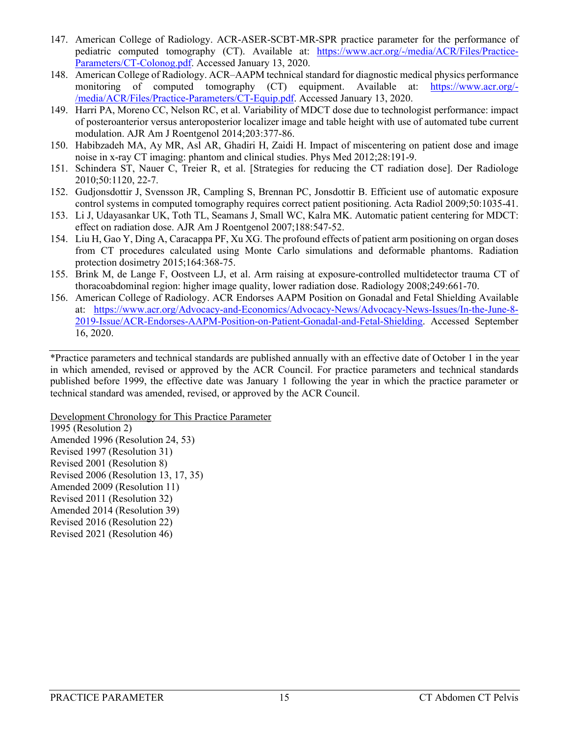147. American College of Radiology. ACR-ASER-SCBT-MR-SPR practice parameter for the performance of pediatric computed tomography (CT). Available at: [https://www.acr.org/-/media/ACR/Files/Practice-Parameters/CT-Colonog.pdf](https://www.acr.org/-/media/ACR/Files/Practice-Parameters/CT-Colonog.pdf). Accessed January 13, 2020.
148. American College of Radiology. ACR–AAPM technical standard for diagnostic medical physics performance monitoring of computed tomography (CT) equipment. Available at: [https://www.acr.org/-/media/ACR/Files/Practice-Parameters/CT-Equip.pdf](https://www.acr.org/-/media/ACR/Files/Practice-Parameters/CT-Equip.pdf). Accessed January 13, 2020.
149. Harri PA, Moreno CC, Nelson RC, et al. Variability of MDCT dose due to technologist performance: impact of posteroanterior versus anteroposterior localizer image and table height with use of automated tube current modulation. AJR Am J Roentgenol 2014;203:377-86.
150. Habibzadeh MA, Ay MR, Asl AR, Ghadiri H, Zaidi H. Impact of miscentering on patient dose and image noise in x-ray CT imaging: phantom and clinical studies. Phys Med 2012;28:191-9.
151. Schindera ST, Nauer C, Treier R, et al. [Strategies for reducing the CT radiation dose]. Der Radiologe 2010;50:1120, 22-7.
152. Gudjonsdottir J, Svensson JR, Campling S, Brennan PC, Jonsdottir B. Efficient use of automatic exposure control systems in computed tomography requires correct patient positioning. Acta Radiol 2009;50:1035-41.
153. Li J, Udayasankar UK, Toth TL, Seamans J, Small WC, Kalra MK. Automatic patient centering for MDCT: effect on radiation dose. AJR Am J Roentgenol 2007;188:547-52.
154. Liu H, Gao Y, Ding A, Caracappa PF, Xu XG. The profound effects of patient arm positioning on organ doses from CT procedures calculated using Monte Carlo simulations and deformable phantoms. Radiation protection dosimetry 2015;164:368-75.
155. Brink M, de Lange F, Oostveen LJ, et al. Arm raising at exposure-controlled multidetector trauma CT of thoracoabdominal region: higher image quality, lower radiation dose. Radiology 2008;249:661-70.
156. American College of Radiology. ACR Endorses AAPM Position on Gonadal and Fetal Shielding Available at: [https://www.acr.org/Advocacy-and-Economics/Advocacy-News/Advocacy-News-Issues/In-the-June-8-2019-Issue/ACR-Endorses-AAPM-Position-on-Patient-Gonadal-and-Fetal-Shielding](https://www.acr.org/Advocacy-and-Economics/Advocacy-News/Advocacy-News-Issues/In-the-June-8-2019-Issue/ACR-Endorses-AAPM-Position-on-Patient-Gonadal-and-Fetal-Shielding). Accessed September 16, 2020.

---

*Practice parameters and technical standards are published annually with an effective date of October 1 in the year in which amended, revised or approved by the ACR Council. For practice parameters and technical standards published before 1999, the effective date was January 1 following the year in which the practice parameter or technical standard was amended, revised, or approved by the ACR Council.

Development Chronology for This Practice Parameter

1995 (Resolution 2)
Amended 1996 (Resolution 24, 53)
Revised 1997 (Resolution 31)
Revised 2001 (Resolution 8)
Revised 2006 (Resolution 13, 17, 35)
Amended 2009 (Resolution 11)
Revised 2011 (Resolution 32)
Amended 2014 (Resolution 39)
Revised 2016 (Resolution 22)
Revised 2021 (Resolution 46)